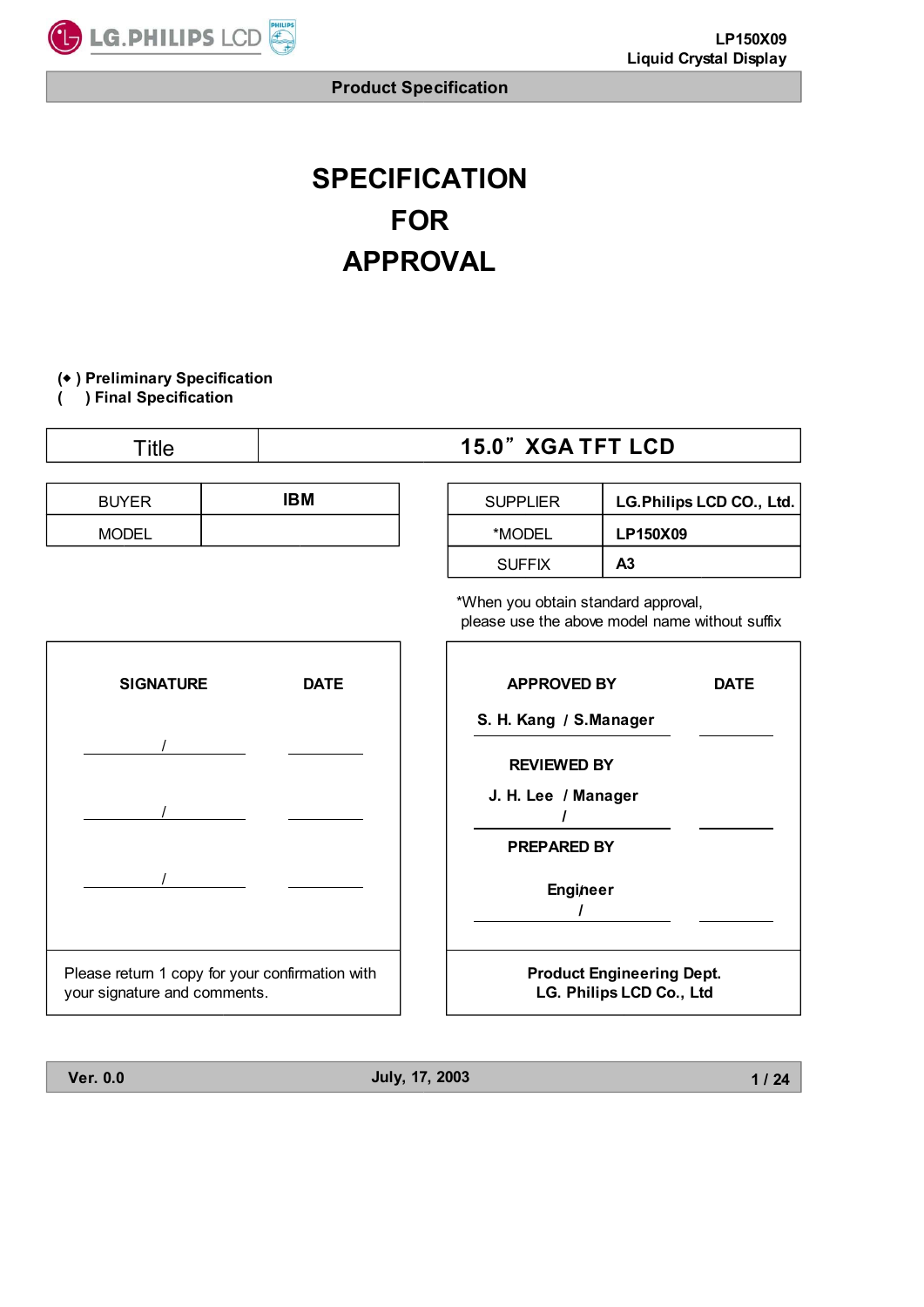# SPECIFICATION
# FOR
# APPROVAL

(◆ ) **Preliminary Specification**
(   ) **Final Specification**

| Title | **15.0" XGA TFT LCD** |
|---|---|

| BUYER | **IBM** |
|---|---|
| MODEL | |

| SUPPLIER | **LG.Philips LCD CO., Ltd.** |
|---|---|
| *MODEL | **LP150X09** |
| SUFFIX | **A3** |

*When you obtain standard approval, please use the above model name without suffix

| SIGNATURE | DATE |
|---|---|
| / | |
| / | |
| / | |

Please return 1 copy for your confirmation with your signature and comments.

| APPROVED BY | DATE |
|---|---|
| S. H. Kang / S.Manager | |
| **REVIEWED BY** | |
| J. H. Lee / Manager | |
| **PREPARED BY** | |
| Engineer / | |

**Product Engineering Dept.**
**LG. Philips LCD Co., Ltd**

Ver. 0.0 July, 17, 2003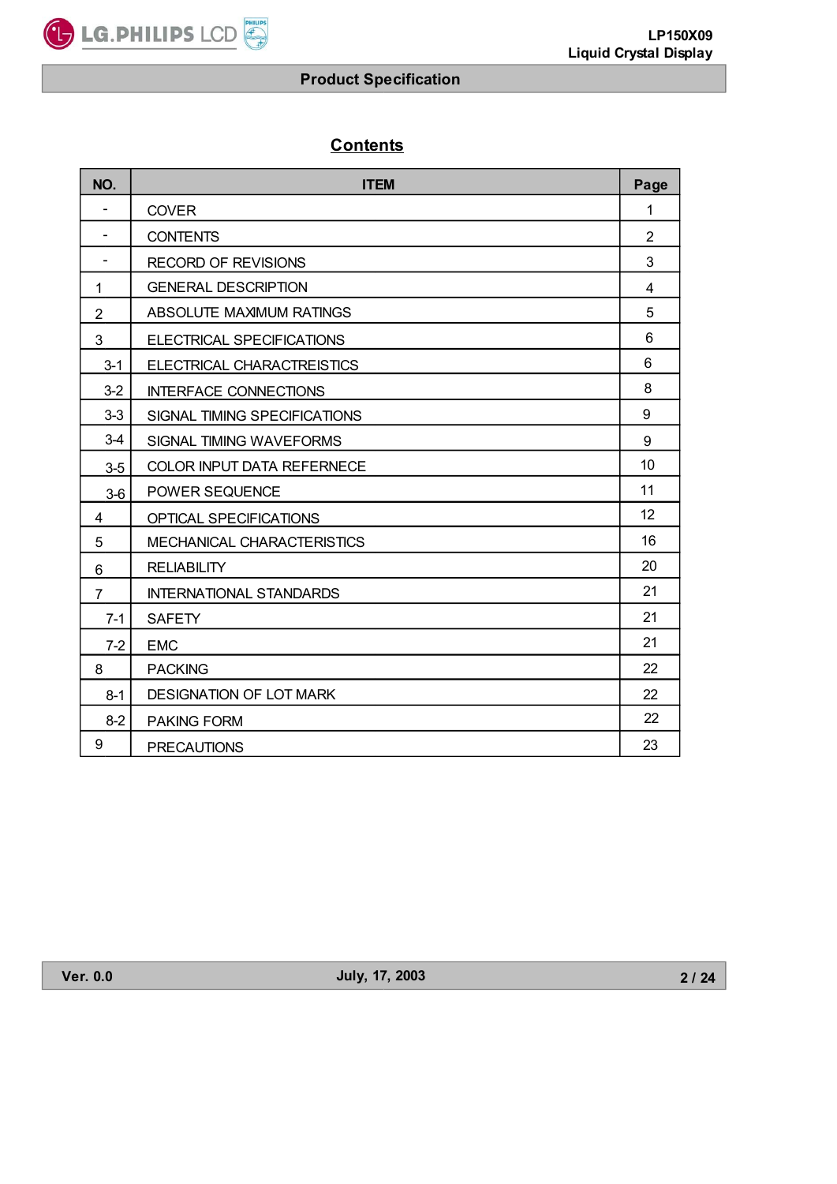## Contents

| NO. | ITEM | Page |
|---|---|---|
| - | COVER | 1 |
| - | CONTENTS | 2 |
| - | RECORD OF REVISIONS | 3 |
| 1 | GENERAL DESCRIPTION | 4 |
| 2 | ABSOLUTE MAXIMUM RATINGS | 5 |
| 3 | ELECTRICAL SPECIFICATIONS | 6 |
| 3-1 | ELECTRICAL CHARACTREISTICS | 6 |
| 3-2 | INTERFACE CONNECTIONS | 8 |
| 3-3 | SIGNAL TIMING SPECIFICATIONS | 9 |
| 3-4 | SIGNAL TIMING WAVEFORMS | 9 |
| 3-5 | COLOR INPUT DATA REFERNECE | 10 |
| 3-6 | POWER SEQUENCE | 11 |
| 4 | OPTICAL SPECIFICATIONS | 12 |
| 5 | MECHANICAL CHARACTERISTICS | 16 |
| 6 | RELIABILITY | 20 |
| 7 | INTERNATIONAL STANDARDS | 21 |
| 7-1 | SAFETY | 21 |
| 7-2 | EMC | 21 |
| 8 | PACKING | 22 |
| 8-1 | DESIGNATION OF LOT MARK | 22 |
| 8-2 | PAKING FORM | 22 |
| 9 | PRECAUTIONS | 23 |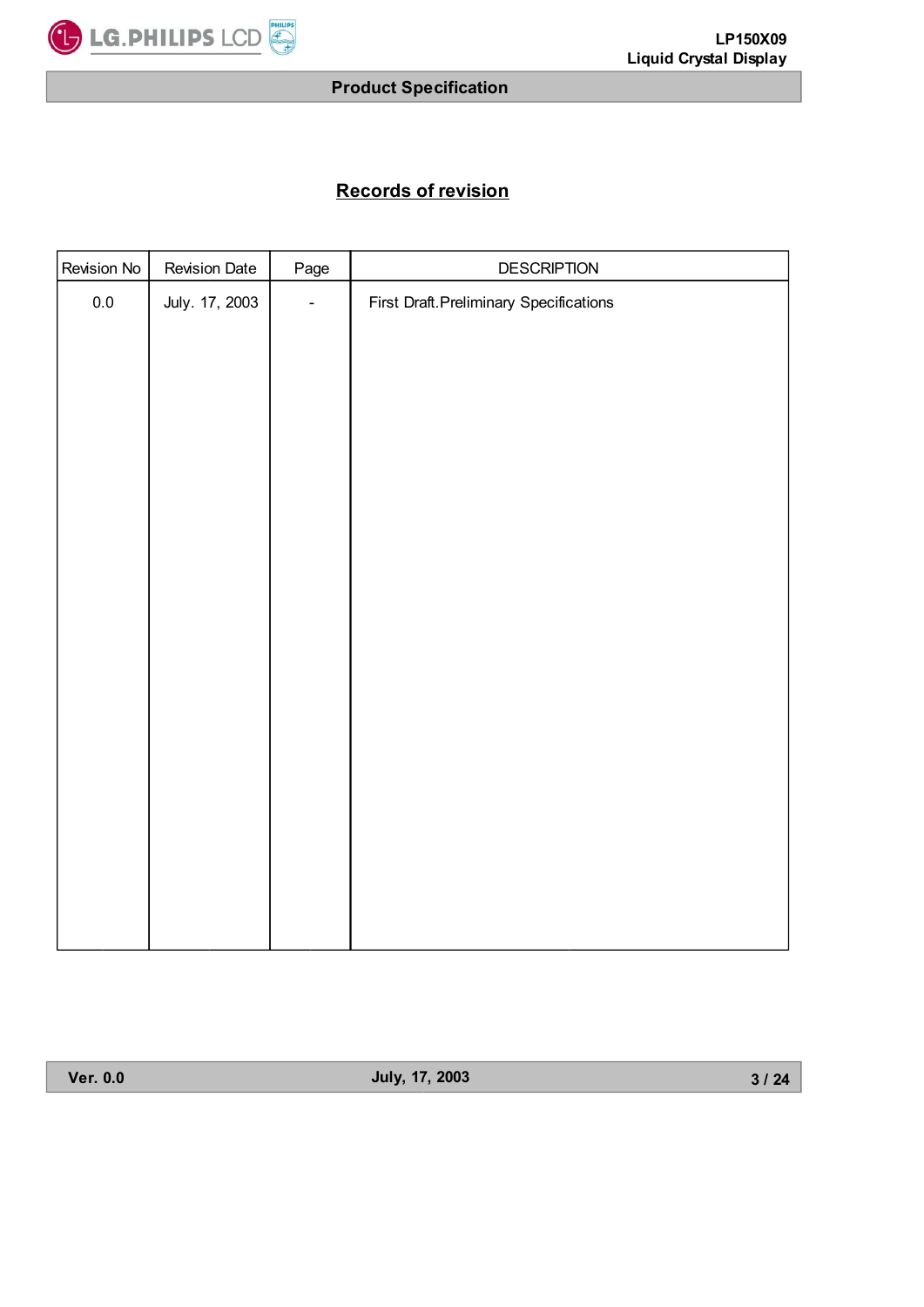## Records of revision

| Revision No | Revision Date | Page | DESCRIPTION |
|---|---|---|---|
| 0.0 | July. 17, 2003 | - | First Draft.Preliminary Specifications |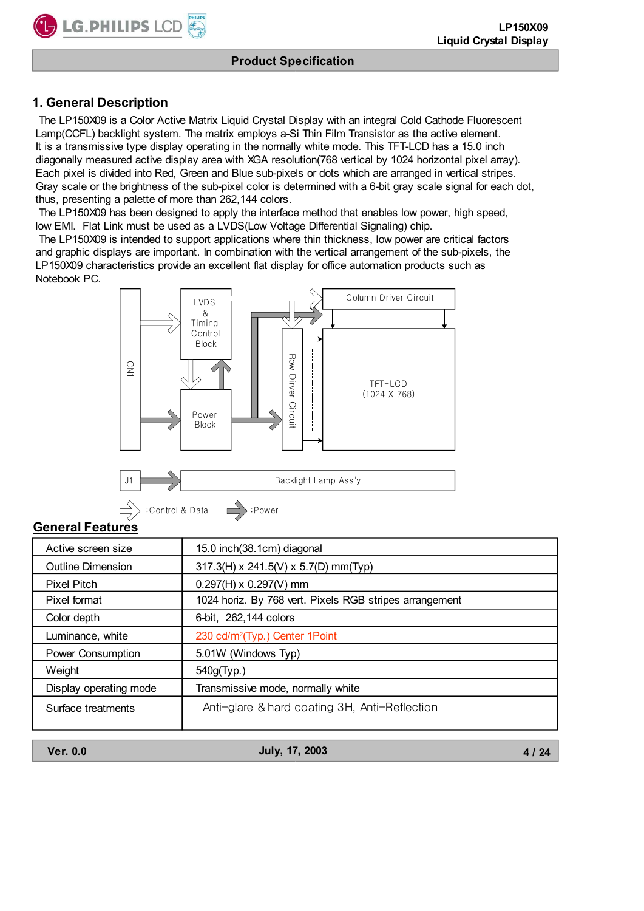# 1. General Description

The LP150X09 is a Color Active Matrix Liquid Crystal Display with an integral Cold Cathode Fluorescent Lamp(CCFL) backlight system. The matrix employs a-Si Thin Film Transistor as the active element. It is a transmissive type display operating in the normally white mode. This TFT-LCD has a 15.0 inch diagonally measured active display area with XGA resolution(768 vertical by 1024 horizontal pixel array). Each pixel is divided into Red, Green and Blue sub-pixels or dots which are arranged in vertical stripes. Gray scale or the brightness of the sub-pixel color is determined with a 6-bit gray scale signal for each dot, thus, presenting a palette of more than 262,144 colors.

The LP150X09 has been designed to apply the interface method that enables low power, high speed, low EMI. Flat Link must be used as a LVDS(Low Voltage Differential Signaling) chip.

The LP150X09 is intended to support applications where thin thickness, low power are critical factors and graphic displays are important. In combination with the vertical arrangement of the sub-pixels, the LP150X09 characteristics provide an excellent flat display for office automation products such as Notebook PC.

CN1 | LVDS & Timing Control Block | Column Driver Circuit | Row Driver Circuit | TFT-LCD (1024 X 768) | Power Block | J1 | Backlight Lamp Ass'y

:Control & Data   :Power

## General Features

| | |
|---|---|
| Active screen size | 15.0 inch(38.1cm) diagonal |
| Outline Dimension | 317.3(H) x 241.5(V) x 5.7(D) mm(Typ) |
| Pixel Pitch | 0.297(H) x 0.297(V) mm |
| Pixel format | 1024 horiz. By 768 vert. Pixels RGB stripes arrangement |
| Color depth | 6-bit, 262,144 colors |
| Luminance, white | 230 cd/m²(Typ.) Center 1Point |
| Power Consumption | 5.01W (Windows Typ) |
| Weight | 540g(Typ.) |
| Display operating mode | Transmissive mode, normally white |
| Surface treatments | Anti-glare & hard coating 3H, Anti-Reflection |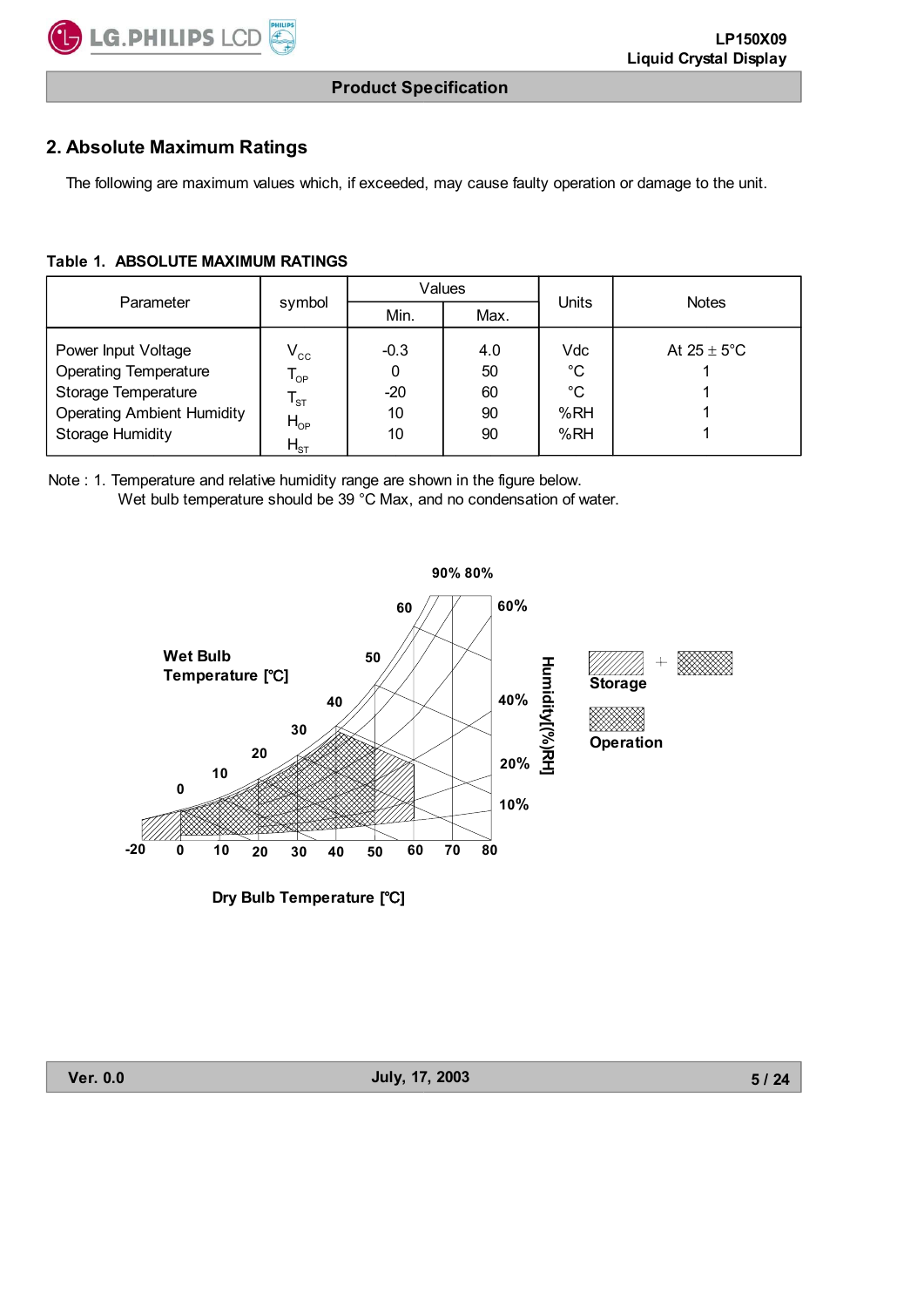## 2. Absolute Maximum Ratings

The following are maximum values which, if exceeded, may cause faulty operation or damage to the unit.

**Table 1. ABSOLUTE MAXIMUM RATINGS**

| Parameter | symbol | Values | | Units | Notes |
|---|---|---|---|---|---|
| | | Min. | Max. | | |
| Power Input Voltage | $V_{CC}$ | -0.3 | 4.0 | Vdc | At 25 ± 5°C |
| Operating Temperature | $T_{OP}$ | 0 | 50 | °C | 1 |
| Storage Temperature | $T_{ST}$ | -20 | 60 | °C | 1 |
| Operating Ambient Humidity | $H_{OP}$ | 10 | 90 | %RH | 1 |
| Storage Humidity | $H_{ST}$ | 10 | 90 | %RH | 1 |

Note : 1. Temperature and relative humidity range are shown in the figure below.
Wet bulb temperature should be 39 °C Max, and no condensation of water.

Wet Bulb Temperature [℃]

Humidity[(%)RH]

Storage

Operation

Dry Bulb Temperature [℃]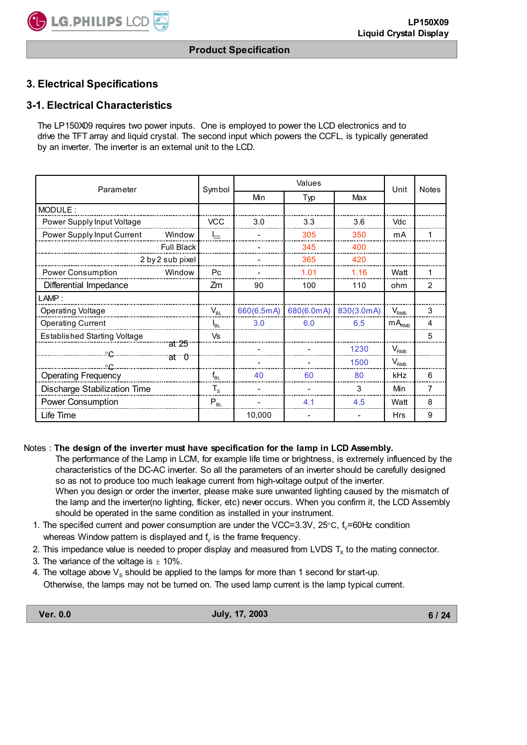# 3. Electrical Specifications

## 3-1. Electrical Characteristics

The LP150X09 requires two power inputs. One is employed to power the LCD electronics and to drive the TFT array and liquid crystal. The second input which powers the CCFL, is typically generated by an inverter. The inverter is an external unit to the LCD.

| Parameter | | Symbol | Values | | | Unit | Notes |
|---|---|---|---|---|---|---|---|
| | | | Min | Typ | Max | | |
| MODULE : | | | | | | | |
| Power Supply Input Voltage | | VCC | 3.0 | 3.3 | 3.6 | Vdc | |
| Power Supply Input Current | Window | $I_{CC}$ | - | 305 | 350 | mA | 1 |
| | Full Black | | - | 345 | 400 | | |
| | 2 by 2 sub pixel | | - | 365 | 420 | | |
| Power Consumption | Window | Pc | - | 1.01 | 1.16 | Watt | 1 |
| Differential Impedance | | Zm | 90 | 100 | 110 | ohm | 2 |
| LAMP : | | | | | | | |
| Operating Voltage | | $V_{BL}$ | 660(6.5mA) | 680(6.0mA) | 830(3.0mA) | $V_{RMS}$ | 3 |
| Operating Current | | $I_{BL}$ | 3.0 | 6.0 | 6.5 | $mA_{RMS}$ | 4 |
| Established Starting Voltage | | Vs | | | | | 5 |
| | at 25 °C | | - | - | 1230 | $V_{RMS}$ | |
| | at 0 °C | | - | - | 1500 | $V_{RMS}$ | |
| Operating Frequency | | $f_{BL}$ | 40 | 60 | 80 | kHz | 6 |
| Discharge Stabilization Time | | $T_S$ | - | - | 3 | Min | 7 |
| Power Consumption | | $P_{BL}$ | - | 4.1 | 4.5 | Watt | 8 |
| Life Time | | | 10,000 | - | - | Hrs | 9 |

Notes : **The design of the inverter must have specification for the lamp in LCD Assembly.**

The performance of the Lamp in LCM, for example life time or brightness, is extremely influenced by the characteristics of the DC-AC inverter. So all the parameters of an inverter should be carefully designed so as not to produce too much leakage current from high-voltage output of the inverter.
When you design or order the inverter, please make sure unwanted lighting caused by the mismatch of the lamp and the inverter(no lighting, flicker, etc) never occurs. When you confirm it, the LCD Assembly should be operated in the same condition as installed in your instrument.

1. The specified current and power consumption are under the VCC=3.3V, 25°C, $f_V$=60Hz condition whereas Window pattern is displayed and $f_V$ is the frame frequency.
2. This impedance value is needed to proper display and measured from LVDS $T_X$ to the mating connector.
3. The variance of the voltage is ± 10%.
4. The voltage above $V_S$ should be applied to the lamps for more than 1 second for start-up. Otherwise, the lamps may not be turned on. The used lamp current is the lamp typical current.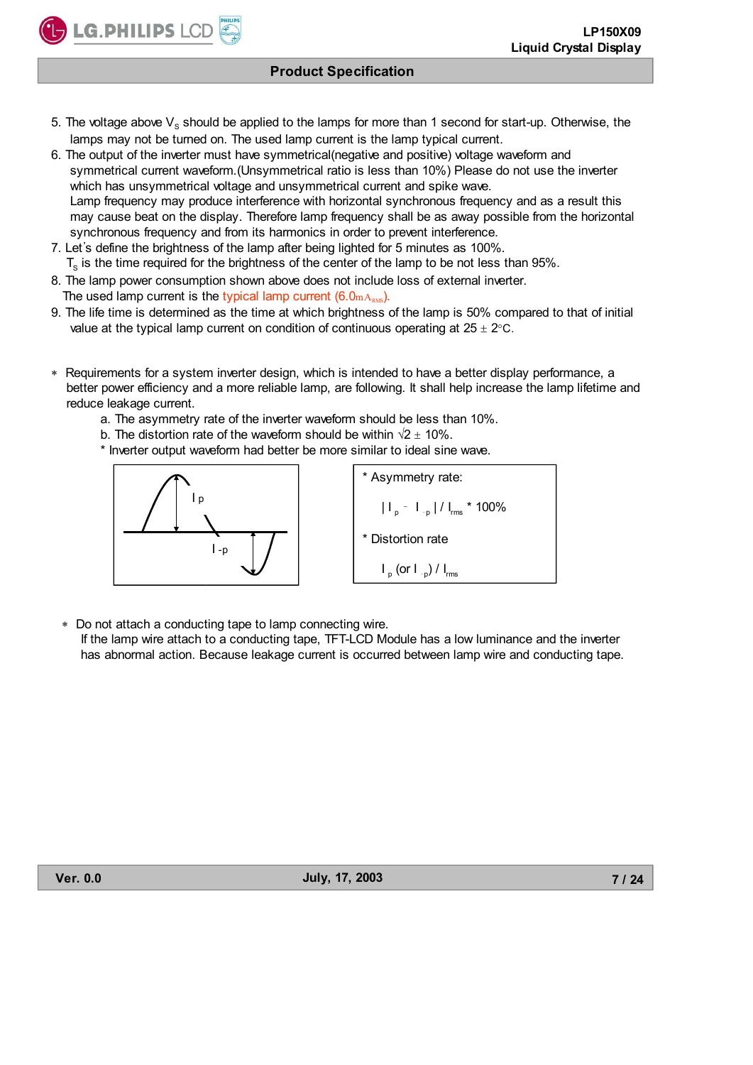5. The voltage above $V_s$ should be applied to the lamps for more than 1 second for start-up. Otherwise, the lamps may not be turned on. The used lamp current is the lamp typical current.
6. The output of the inverter must have symmetrical(negative and positive) voltage waveform and symmetrical current waveform.(Unsymmetrical ratio is less than 10%) Please do not use the inverter which has unsymmetrical voltage and unsymmetrical current and spike wave.
   Lamp frequency may produce interference with horizontal synchronous frequency and as a result this may cause beat on the display. Therefore lamp frequency shall be as away possible from the horizontal synchronous frequency and from its harmonics in order to prevent interference.
7. Let's define the brightness of the lamp after being lighted for 5 minutes as 100%.
   $T_s$ is the time required for the brightness of the center of the lamp to be not less than 95%.
8. The lamp power consumption shown above does not include loss of external inverter.
   The used lamp current is the typical lamp current ($6.0mA_{RMS}$).
9. The life time is determined as the time at which brightness of the lamp is 50% compared to that of initial value at the typical lamp current on condition of continuous operating at 25 ± 2°C.

∗ Requirements for a system inverter design, which is intended to have a better display performance, a better power efficiency and a more reliable lamp, are following. It shall help increase the lamp lifetime and reduce leakage current.

   a. The asymmetry rate of the inverter waveform should be less than 10%.
   b. The distortion rate of the waveform should be within $\sqrt{2}$ ± 10%.
   * Inverter output waveform had better be more similar to ideal sine wave.

I p

I -p

* Asymmetry rate:

$| I_p - I_{-p} | / I_{rms}$ * 100%

* Distortion rate

$I_p$ (or $I_{-p}$) / $I_{rms}$

∗ Do not attach a conducting tape to lamp connecting wire.
  If the lamp wire attach to a conducting tape, TFT-LCD Module has a low luminance and the inverter has abnormal action. Because leakage current is occurred between lamp wire and conducting tape.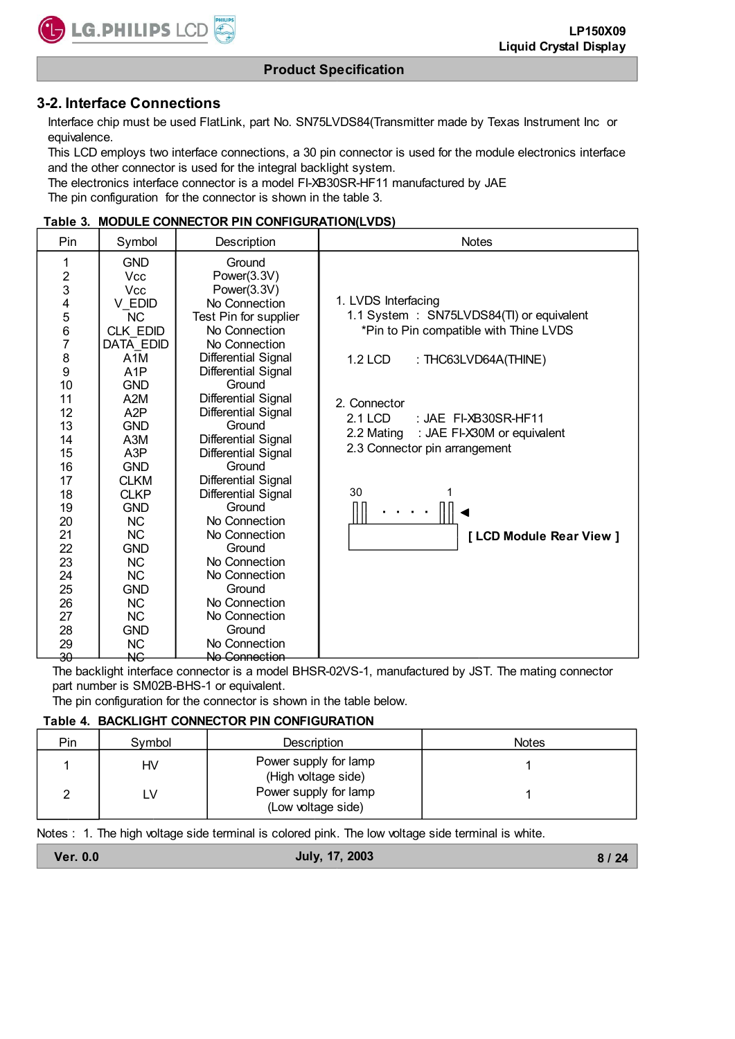## 3-2. Interface Connections

Interface chip must be used FlatLink, part No. SN75LVDS84(Transmitter made by Texas Instrument Inc or equivalence.

This LCD employs two interface connections, a 30 pin connector is used for the module electronics interface and the other connector is used for the integral backlight system.

The electronics interface connector is a model FI-XB30SR-HF11 manufactured by JAE

The pin configuration for the connector is shown in the table 3.

**Table 3. MODULE CONNECTOR PIN CONFIGURATION(LVDS)**

| Pin | Symbol | Description |
|---|---|---|
| 1 | GND | Ground |
| 2 | Vcc | Power(3.3V) |
| 3 | Vcc | Power(3.3V) |
| 4 | V_EDID | No Connection |
| 5 | NC | Test Pin for supplier |
| 6 | CLK_EDID | No Connection |
| 7 | DATA_EDID | No Connection |
| 8 | A1M | Differential Signal |
| 9 | A1P | Differential Signal |
| 10 | GND | Ground |
| 11 | A2M | Differential Signal |
| 12 | A2P | Differential Signal |
| 13 | GND | Ground |
| 14 | A3M | Differential Signal |
| 15 | A3P | Differential Signal |
| 16 | GND | Ground |
| 17 | CLKM | Differential Signal |
| 18 | CLKP | Differential Signal |
| 19 | GND | Ground |
| 20 | NC | No Connection |
| 21 | NC | No Connection |
| 22 | GND | Ground |
| 23 | NC | No Connection |
| 24 | NC | No Connection |
| 25 | GND | Ground |
| 26 | NC | No Connection |
| 27 | NC | No Connection |
| 28 | GND | Ground |
| 29 | NC | No Connection |
| 30 | NC | No Connection |

Notes:

1. LVDS Interfacing
   - 1.1 System : SN75LVDS84(TI) or equivalent
     *Pin to Pin compatible with Thine LVDS
   - 1.2 LCD : THC63LVD64A(THINE)
2. Connector
   - 2.1 LCD : JAE FI-XB30SR-HF11
   - 2.2 Mating : JAE FI-X30M or equivalent
   - 2.3 Connector pin arrangement

30 . . . . 1 ◄

**[ LCD Module Rear View ]**

The backlight interface connector is a model BHSR-02VS-1, manufactured by JST. The mating connector part number is SM02B-BHS-1 or equivalent.

The pin configuration for the connector is shown in the table below.

**Table 4. BACKLIGHT CONNECTOR PIN CONFIGURATION**

| Pin | Symbol | Description | Notes |
|---|---|---|---|
| 1 | HV | Power supply for lamp (High voltage side) | 1 |
| 2 | LV | Power supply for lamp (Low voltage side) | 1 |

Notes : 1. The high voltage side terminal is colored pink. The low voltage side terminal is white.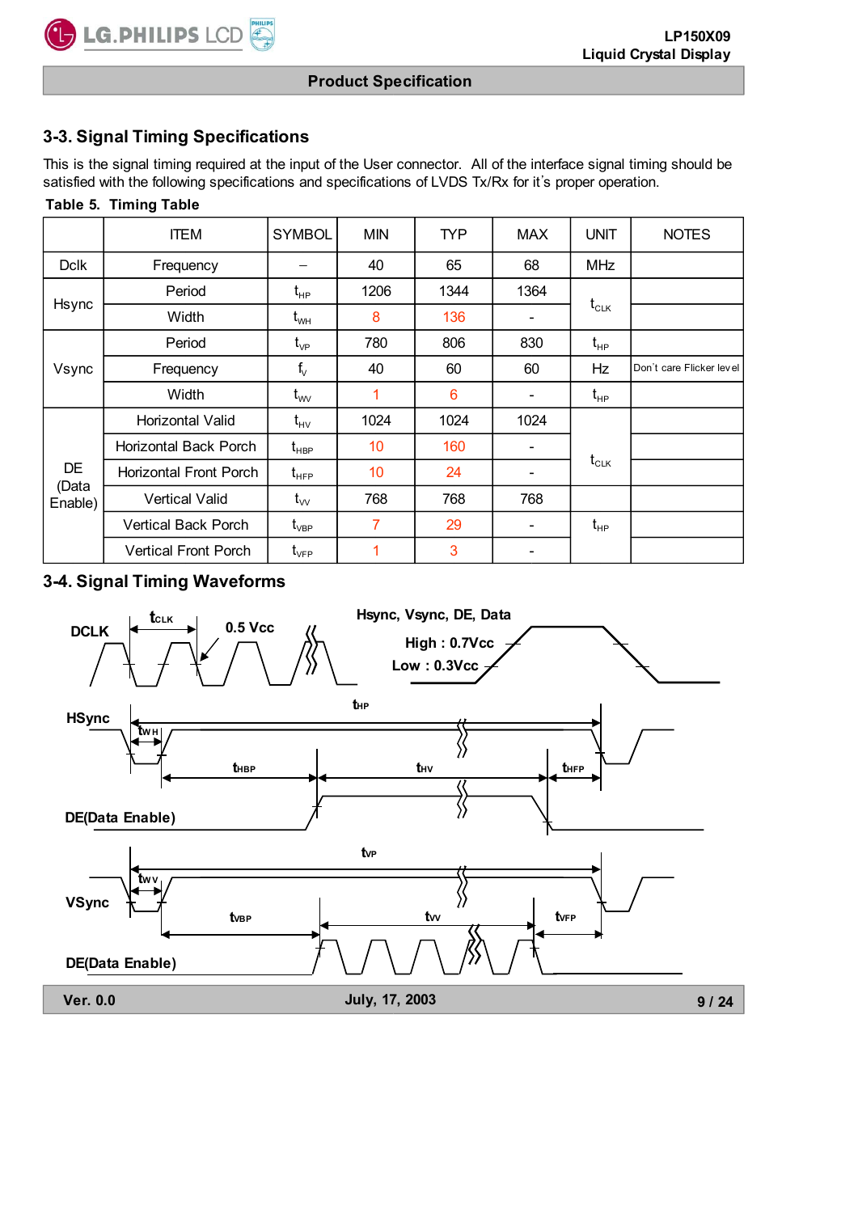## 3-3. Signal Timing Specifications

This is the signal timing required at the input of the User connector. All of the interface signal timing should be satisfied with the following specifications and specifications of LVDS Tx/Rx for it's proper operation.

**Table 5. Timing Table**

| | ITEM | SYMBOL | MIN | TYP | MAX | UNIT | NOTES |
|---|---|---|---|---|---|---|---|
| Dclk | Frequency | – | 40 | 65 | 68 | MHz | |
| Hsync | Period | $t_{HP}$ | 1206 | 1344 | 1364 | $t_{CLK}$ | |
| | Width | $t_{WH}$ | 8 | 136 | - | | |
| Vsync | Period | $t_{VP}$ | 780 | 806 | 830 | $t_{HP}$ | |
| | Frequency | $f_V$ | 40 | 60 | 60 | Hz | Don't care Flicker level |
| | Width | $t_{WV}$ | 1 | 6 | - | $t_{HP}$ | |
| DE (Data Enable) | Horizontal Valid | $t_{HV}$ | 1024 | 1024 | 1024 | $t_{CLK}$ | |
| | Horizontal Back Porch | $t_{HBP}$ | 10 | 160 | - | | |
| | Horizontal Front Porch | $t_{HFP}$ | 10 | 24 | - | | |
| | Vertical Valid | $t_{VV}$ | 768 | 768 | 768 | | |
| | Vertical Back Porch | $t_{VBP}$ | 7 | 29 | - | $t_{HP}$ | |
| | Vertical Front Porch | $t_{VFP}$ | 1 | 3 | - | | |

## 3-4. Signal Timing Waveforms

DCLK — $t_{CLK}$ — 0.5 Vcc

Hsync, Vsync, DE, Data — High : 0.7Vcc — Low : 0.3Vcc

HSync — $t_{HP}$, $t_{WH}$, $t_{HBP}$, $t_{HV}$, $t_{HFP}$

DE(Data Enable)

VSync — $t_{VP}$, $t_{WV}$, $t_{VBP}$, $t_{VV}$, $t_{VFP}$

DE(Data Enable)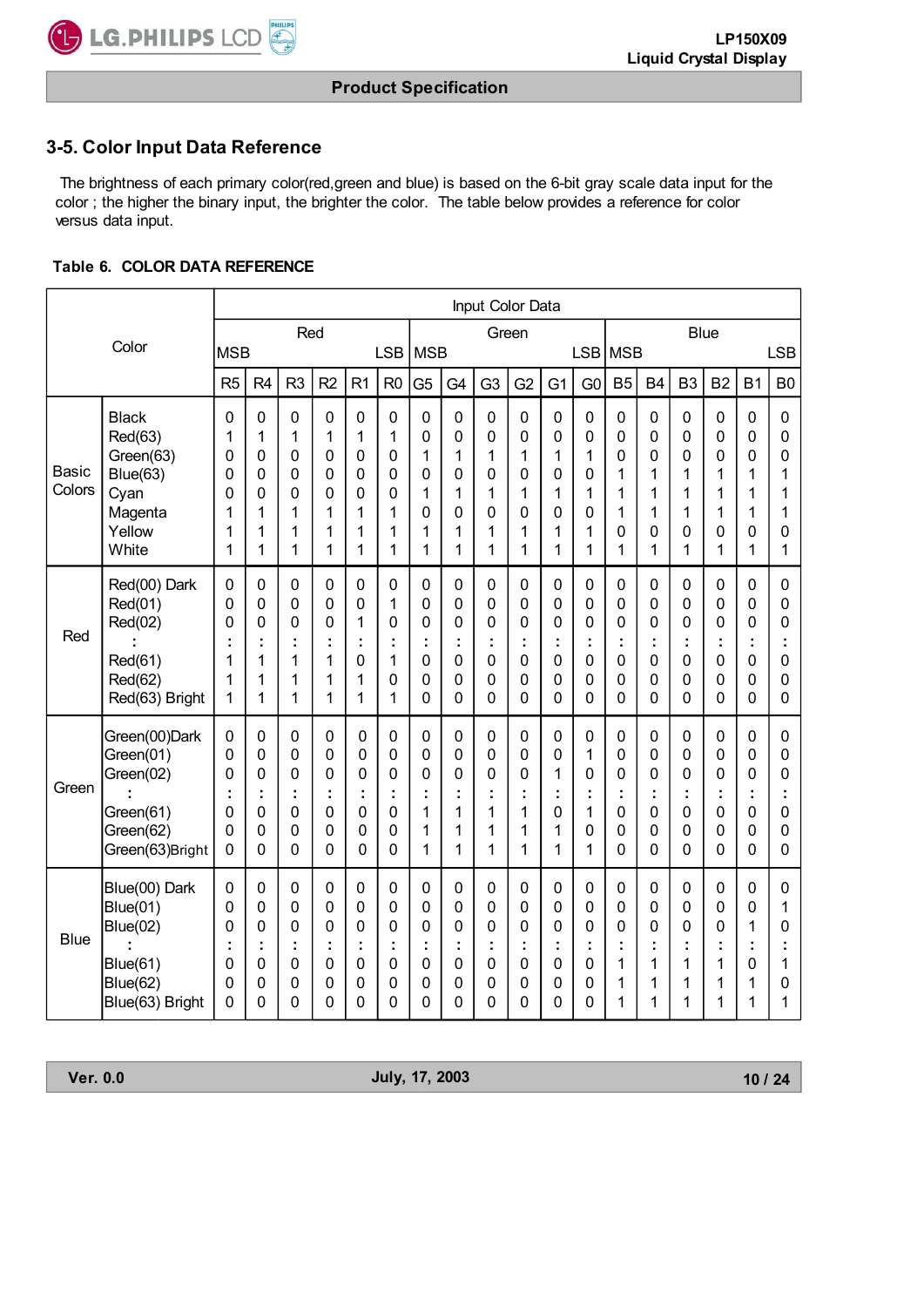## 3-5. Color Input Data Reference

The brightness of each primary color(red,green and blue) is based on the 6-bit gray scale data input for the color ; the higher the binary input, the brighter the color. The table below provides a reference for color versus data input.

**Table 6. COLOR DATA REFERENCE**

| Color | | Input Color Data | | | | | | | | | | | | | | | | | |
|---|---|---|---|---|---|---|---|---|---|---|---|---|---|---|---|---|---|---|---|
| | | Red | | | | | | Green | | | | | | Blue | | | | | |
| | | MSB | | | | | LSB | MSB | | | | | LSB | MSB | | | | | LSB |
| | | R5 | R4 | R3 | R2 | R1 | R0 | G5 | G4 | G3 | G2 | G1 | G0 | B5 | B4 | B3 | B2 | B1 | B0 |
| Basic Colors | Black | 0 | 0 | 0 | 0 | 0 | 0 | 0 | 0 | 0 | 0 | 0 | 0 | 0 | 0 | 0 | 0 | 0 | 0 |
| | Red(63) | 1 | 1 | 1 | 1 | 1 | 1 | 0 | 0 | 0 | 0 | 0 | 0 | 0 | 0 | 0 | 0 | 0 | 0 |
| | Green(63) | 0 | 0 | 0 | 0 | 0 | 0 | 1 | 1 | 1 | 1 | 1 | 1 | 0 | 0 | 0 | 0 | 0 | 0 |
| | Blue(63) | 0 | 0 | 0 | 0 | 0 | 0 | 0 | 0 | 0 | 0 | 0 | 0 | 1 | 1 | 1 | 1 | 1 | 1 |
| | Cyan | 0 | 0 | 0 | 0 | 0 | 0 | 1 | 1 | 1 | 1 | 1 | 1 | 1 | 1 | 1 | 1 | 1 | 1 |
| | Magenta | 1 | 1 | 1 | 1 | 1 | 1 | 0 | 0 | 0 | 0 | 0 | 0 | 1 | 1 | 1 | 1 | 1 | 1 |
| | Yellow | 1 | 1 | 1 | 1 | 1 | 1 | 1 | 1 | 1 | 1 | 1 | 1 | 0 | 0 | 0 | 0 | 0 | 0 |
| | White | 1 | 1 | 1 | 1 | 1 | 1 | 1 | 1 | 1 | 1 | 1 | 1 | 1 | 1 | 1 | 1 | 1 | 1 |
| Red | Red(00) Dark | 0 | 0 | 0 | 0 | 0 | 0 | 0 | 0 | 0 | 0 | 0 | 0 | 0 | 0 | 0 | 0 | 0 | 0 |
| | Red(01) | 0 | 0 | 0 | 0 | 0 | 1 | 0 | 0 | 0 | 0 | 0 | 0 | 0 | 0 | 0 | 0 | 0 | 0 |
| | Red(02) | 0 | 0 | 0 | 0 | 1 | 0 | 0 | 0 | 0 | 0 | 0 | 0 | 0 | 0 | 0 | 0 | 0 | 0 |
| | : | : | : | : | : | : | : | : | : | : | : | : | : | : | : | : | : | : | : |
| | Red(61) | 1 | 1 | 1 | 1 | 0 | 1 | 0 | 0 | 0 | 0 | 0 | 0 | 0 | 0 | 0 | 0 | 0 | 0 |
| | Red(62) | 1 | 1 | 1 | 1 | 1 | 0 | 0 | 0 | 0 | 0 | 0 | 0 | 0 | 0 | 0 | 0 | 0 | 0 |
| | Red(63) Bright | 1 | 1 | 1 | 1 | 1 | 1 | 0 | 0 | 0 | 0 | 0 | 0 | 0 | 0 | 0 | 0 | 0 | 0 |
| Green | Green(00)Dark | 0 | 0 | 0 | 0 | 0 | 0 | 0 | 0 | 0 | 0 | 0 | 0 | 0 | 0 | 0 | 0 | 0 | 0 |
| | Green(01) | 0 | 0 | 0 | 0 | 0 | 0 | 0 | 0 | 0 | 0 | 0 | 1 | 0 | 0 | 0 | 0 | 0 | 0 |
| | Green(02) | 0 | 0 | 0 | 0 | 0 | 0 | 0 | 0 | 0 | 0 | 1 | 0 | 0 | 0 | 0 | 0 | 0 | 0 |
| | : | : | : | : | : | : | : | : | : | : | : | : | : | : | : | : | : | : | : |
| | Green(61) | 0 | 0 | 0 | 0 | 0 | 0 | 1 | 1 | 1 | 1 | 0 | 1 | 0 | 0 | 0 | 0 | 0 | 0 |
| | Green(62) | 0 | 0 | 0 | 0 | 0 | 0 | 1 | 1 | 1 | 1 | 1 | 0 | 0 | 0 | 0 | 0 | 0 | 0 |
| | Green(63)Bright | 0 | 0 | 0 | 0 | 0 | 0 | 1 | 1 | 1 | 1 | 1 | 1 | 0 | 0 | 0 | 0 | 0 | 0 |
| Blue | Blue(00) Dark | 0 | 0 | 0 | 0 | 0 | 0 | 0 | 0 | 0 | 0 | 0 | 0 | 0 | 0 | 0 | 0 | 0 | 0 |
| | Blue(01) | 0 | 0 | 0 | 0 | 0 | 0 | 0 | 0 | 0 | 0 | 0 | 0 | 0 | 0 | 0 | 0 | 0 | 1 |
| | Blue(02) | 0 | 0 | 0 | 0 | 0 | 0 | 0 | 0 | 0 | 0 | 0 | 0 | 0 | 0 | 0 | 0 | 1 | 0 |
| | : | : | : | : | : | : | : | : | : | : | : | : | : | : | : | : | : | : | : |
| | Blue(61) | 0 | 0 | 0 | 0 | 0 | 0 | 0 | 0 | 0 | 0 | 0 | 0 | 1 | 1 | 1 | 1 | 0 | 1 |
| | Blue(62) | 0 | 0 | 0 | 0 | 0 | 0 | 0 | 0 | 0 | 0 | 0 | 0 | 1 | 1 | 1 | 1 | 1 | 0 |
| | Blue(63) Bright | 0 | 0 | 0 | 0 | 0 | 0 | 0 | 0 | 0 | 0 | 0 | 0 | 1 | 1 | 1 | 1 | 1 | 1 |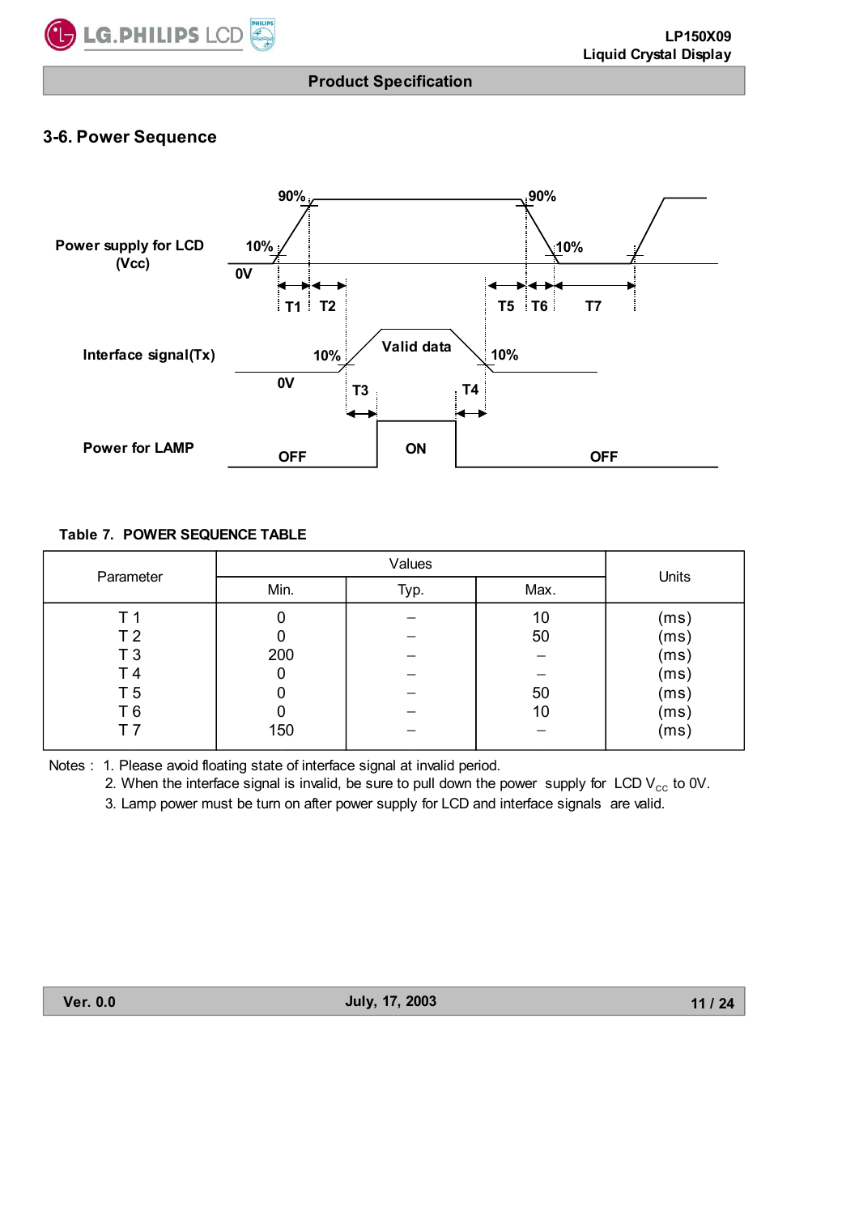## 3-6. Power Sequence

Power supply for LCD (Vcc)

Interface signal(Tx)

Power for LAMP

Table 7. POWER SEQUENCE TABLE

| Parameter | Values | | | Units |
|---|---|---|---|---|
| | Min. | Typ. | Max. | |
| T 1 | 0 | – | 10 | (ms) |
| T 2 | 0 | – | 50 | (ms) |
| T 3 | 200 | – | – | (ms) |
| T 4 | 0 | – | – | (ms) |
| T 5 | 0 | – | 50 | (ms) |
| T 6 | 0 | – | 10 | (ms) |
| T 7 | 150 | – | – | (ms) |

Notes :
1. Please avoid floating state of interface signal at invalid period.
2. When the interface signal is invalid, be sure to pull down the power supply for LCD $V_{CC}$ to 0V.
3. Lamp power must be turn on after power supply for LCD and interface signals are valid.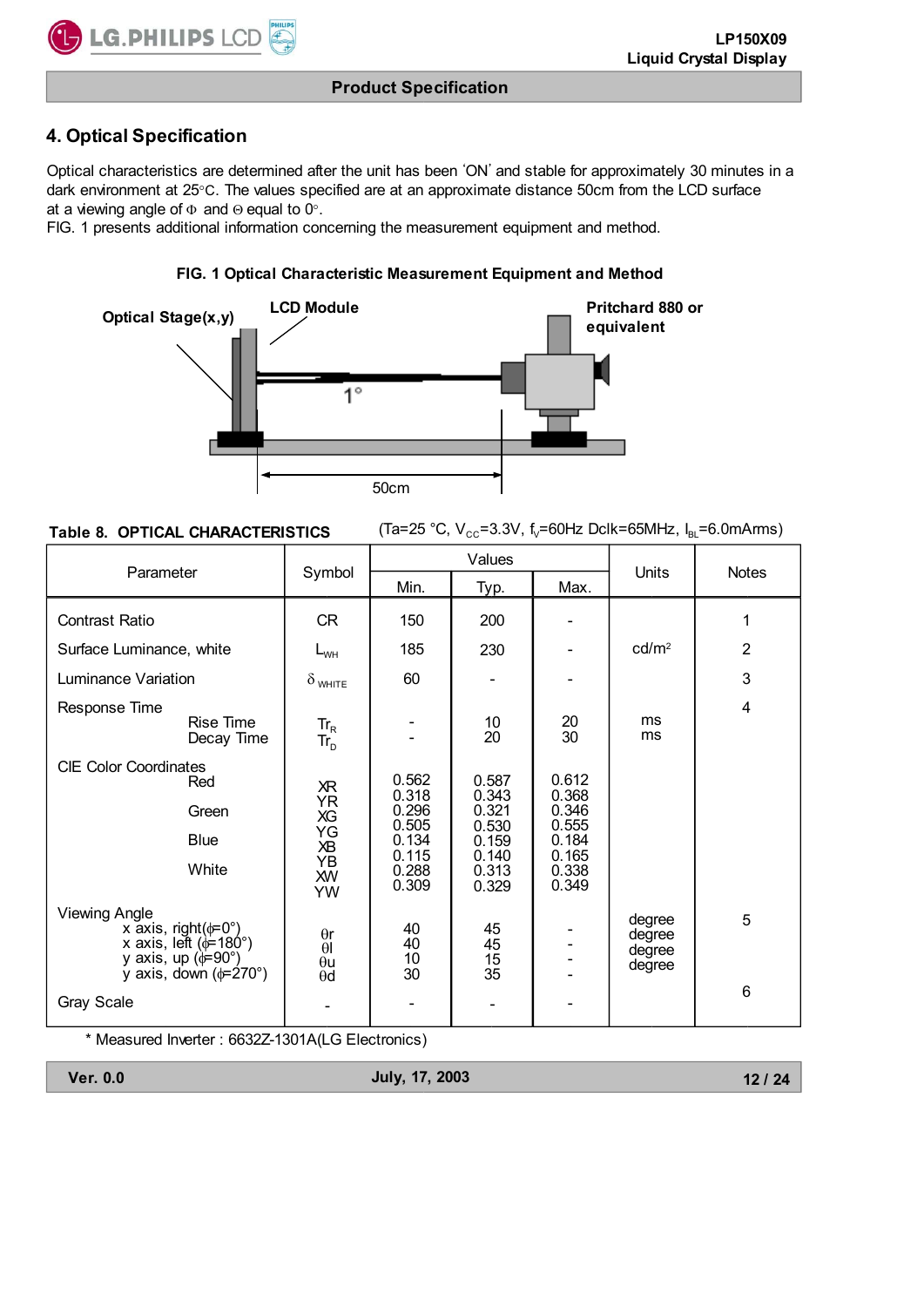## 4. Optical Specification

Optical characteristics are determined after the unit has been ‘ON’ and stable for approximately 30 minutes in a dark environment at 25°C. The values specified are at an approximate distance 50cm from the LCD surface at a viewing angle of Φ and Θ equal to 0°.
FIG. 1 presents additional information concerning the measurement equipment and method.

**FIG. 1 Optical Characteristic Measurement Equipment and Method**

Optical Stage(x,y) — LCD Module — Pritchard 880 or equivalent — 1° — 50cm

**Table 8. OPTICAL CHARACTERISTICS** (Ta=25 °C, $V_{CC}$=3.3V, $f_V$=60Hz Dclk=65MHz, $I_{BL}$=6.0mArms)

| Parameter | Symbol | Values | | | Units | Notes |
|---|---|---|---|---|---|---|
| | | Min. | Typ. | Max. | | |
| Contrast Ratio | CR | 150 | 200 | - | | 1 |
| Surface Luminance, white | $L_{WH}$ | 185 | 230 | - | cd/m² | 2 |
| Luminance Variation | $\delta_{WHITE}$ | 60 | - | - | | 3 |
| Response Time | | | | | | 4 |
| Rise Time | $Tr_R$ | - | 10 | 20 | ms | |
| Decay Time | $Tr_D$ | - | 20 | 30 | ms | |
| CIE Color Coordinates | | | | | | |
| Red | XR | 0.562 | 0.587 | 0.612 | | |
| | YR | 0.318 | 0.343 | 0.368 | | |
| Green | XG | 0.296 | 0.321 | 0.346 | | |
| | YG | 0.505 | 0.530 | 0.555 | | |
| Blue | XB | 0.134 | 0.159 | 0.184 | | |
| | YB | 0.115 | 0.140 | 0.165 | | |
| White | XW | 0.288 | 0.313 | 0.338 | | |
| | YW | 0.309 | 0.329 | 0.349 | | |
| Viewing Angle | | | | | | 5 |
| x axis, right(φ=0°) | θr | 40 | 45 | - | degree | |
| x axis, left (φ=180°) | θl | 40 | 45 | - | degree | |
| y axis, up (φ=90°) | θu | 10 | 15 | - | degree | |
| y axis, down (φ=270°) | θd | 30 | 35 | - | degree | |
| Gray Scale | - | - | - | - | | 6 |

\* Measured Inverter : 6632Z-1301A(LG Electronics)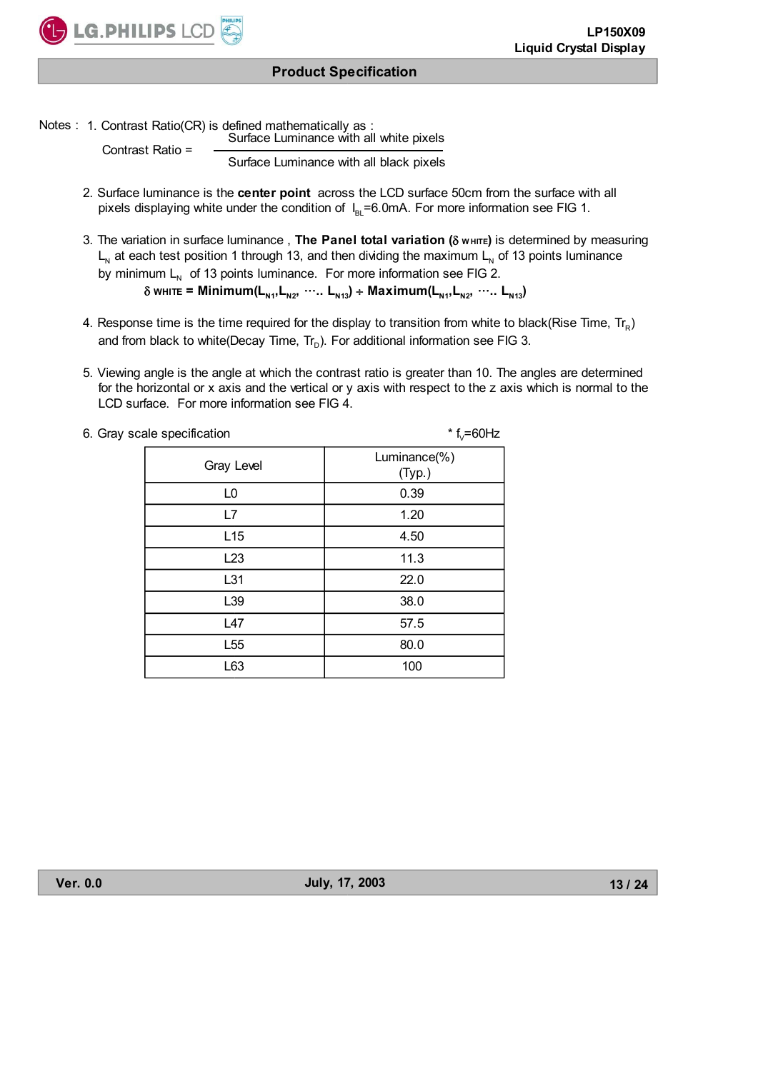Notes : 1. Contrast Ratio(CR) is defined mathematically as :

$$\text{Contrast Ratio} = \frac{\text{Surface Luminance with all white pixels}}{\text{Surface Luminance with all black pixels}}$$

2. Surface luminance is the **center point** across the LCD surface 50cm from the surface with all pixels displaying white under the condition of $I_{BL}$=6.0mA. For more information see FIG 1.

3. The variation in surface luminance , **The Panel total variation** ($\delta_{WHITE}$) is determined by measuring $L_N$ at each test position 1 through 13, and then dividing the maximum $L_N$ of 13 points luminance by minimum $L_N$ of 13 points luminance. For more information see FIG 2.

$$\delta_{WHITE} = \textbf{Minimum}(L_{N1}, L_{N2}, \cdots L_{N13}) \div \textbf{Maximum}(L_{N1}, L_{N2}, \cdots L_{N13})$$

4. Response time is the time required for the display to transition from white to black(Rise Time, $Tr_R$) and from black to white(Decay Time, $Tr_D$). For additional information see FIG 3.

5. Viewing angle is the angle at which the contrast ratio is greater than 10. The angles are determined for the horizontal or x axis and the vertical or y axis with respect to the z axis which is normal to the LCD surface. For more information see FIG 4.

6. Gray scale specification

\* $f_V$=60Hz

| Gray Level | Luminance(%) (Typ.) |
|---|---|
| L0 | 0.39 |
| L7 | 1.20 |
| L15 | 4.50 |
| L23 | 11.3 |
| L31 | 22.0 |
| L39 | 38.0 |
| L47 | 57.5 |
| L55 | 80.0 |
| L63 | 100 |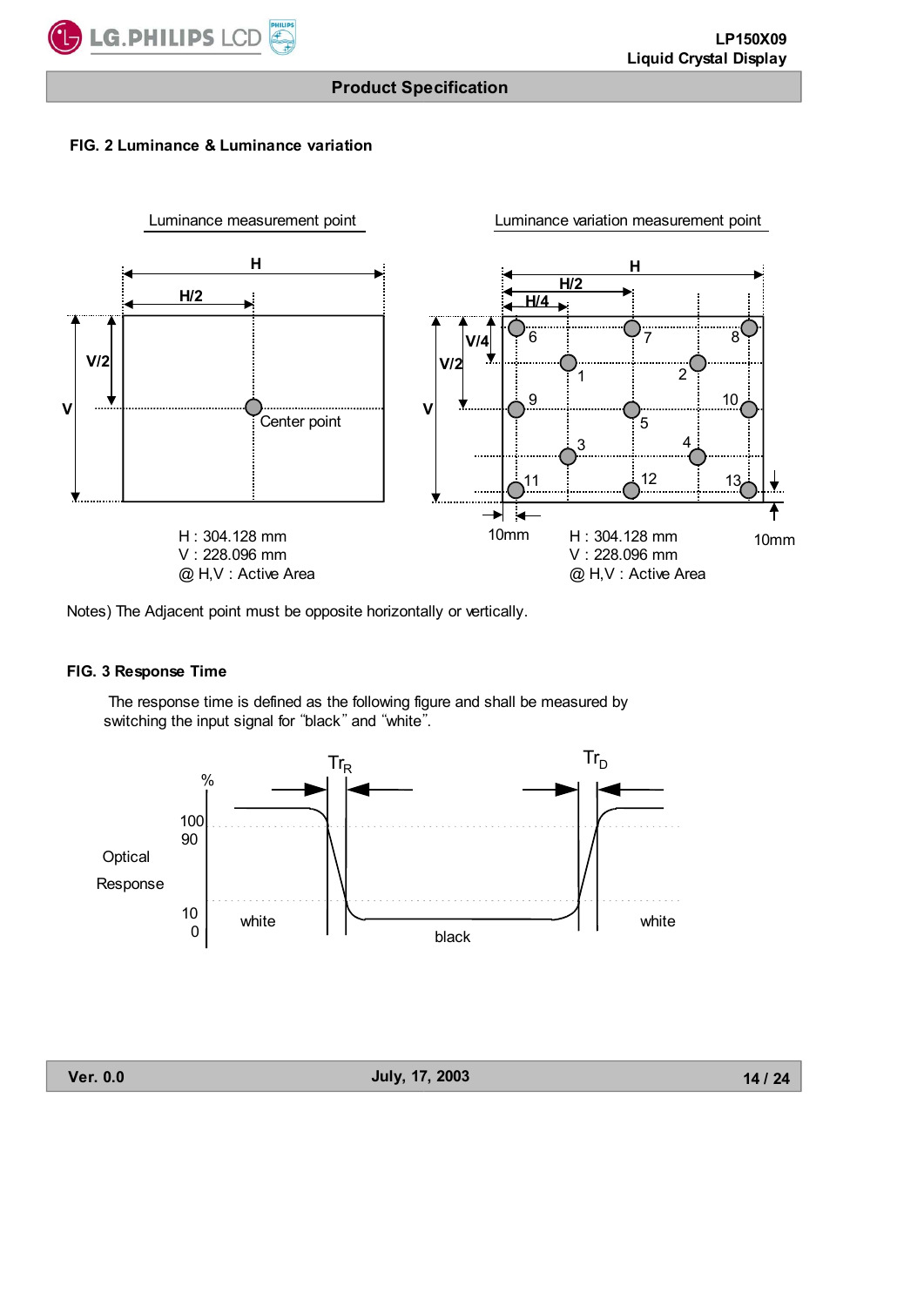### FIG. 2 Luminance & Luminance variation

Luminance measurement point

H : 304.128 mm
V : 228.096 mm
@ H,V : Active Area

Luminance variation measurement point

H : 304.128 mm
V : 228.096 mm
@ H,V : Active Area

Notes) The Adjacent point must be opposite horizontally or vertically.

### FIG. 3 Response Time

The response time is defined as the following figure and shall be measured by switching the input signal for "black" and "white".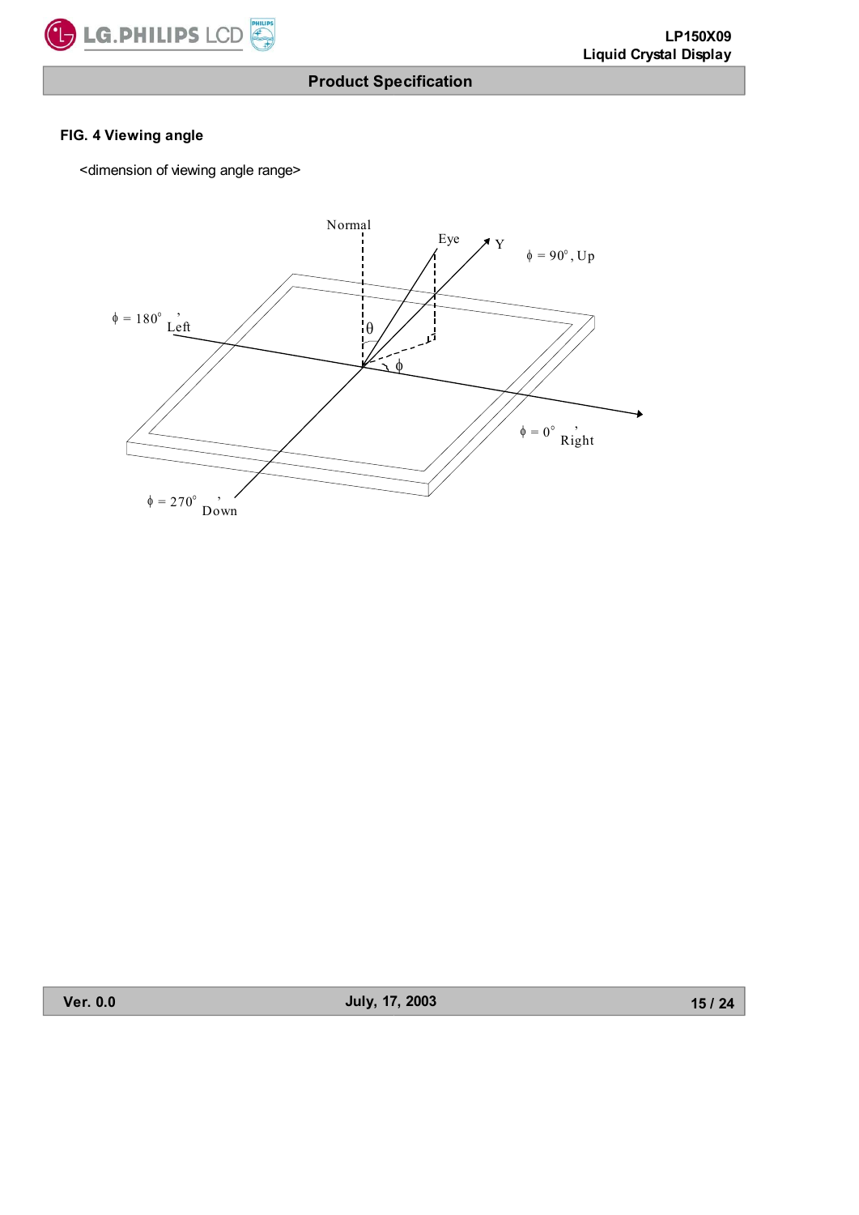### FIG. 4 Viewing angle

<dimension of viewing angle range>

Normal

Eye

Y

$\phi$ = 90°, Up

$\phi$ = 180°, Left

$\theta$

$\phi$

$\phi$ = 0°, Right

$\phi$ = 270°, Down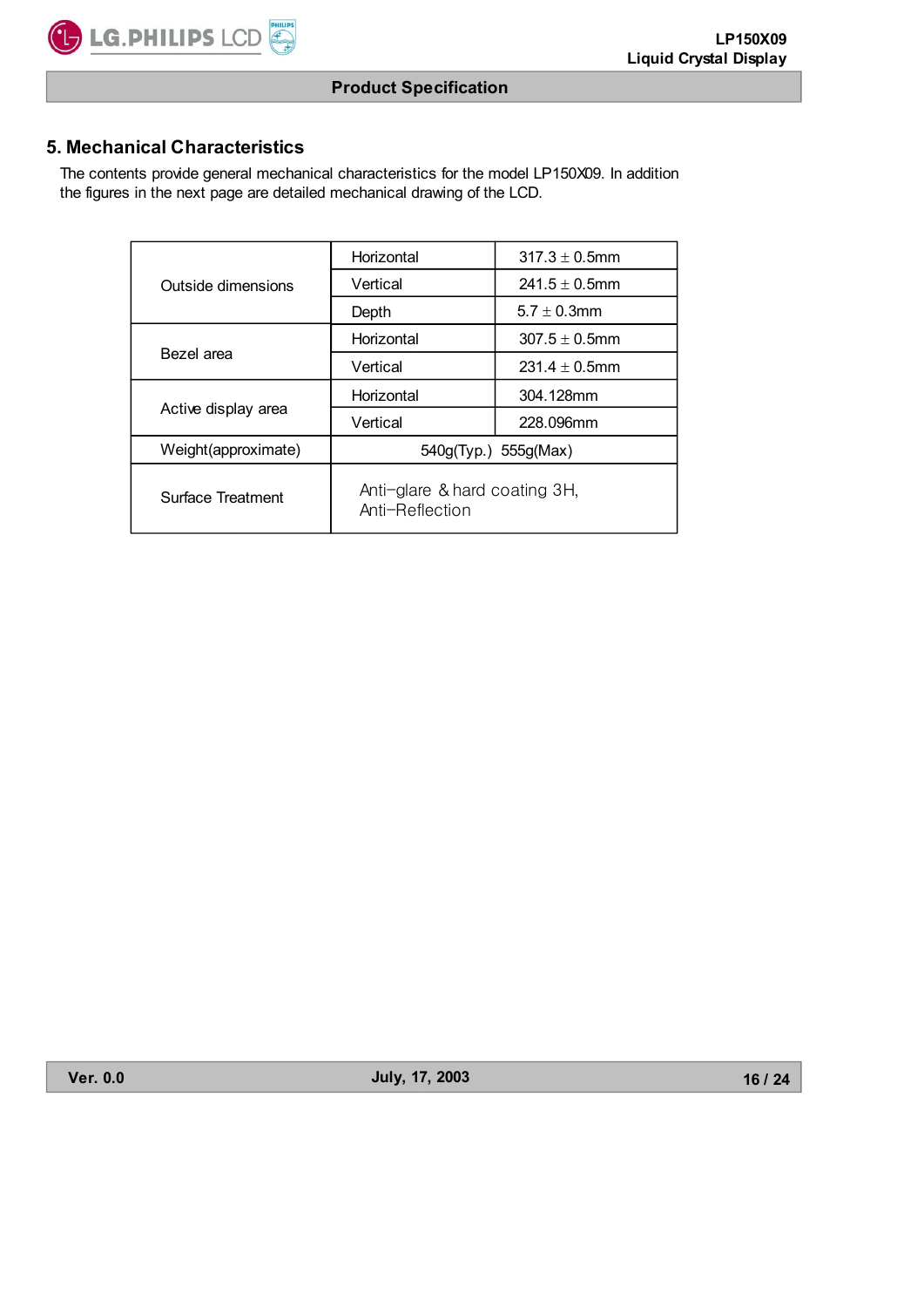## 5. Mechanical Characteristics

The contents provide general mechanical characteristics for the model LP150X09. In addition the figures in the next page are detailed mechanical drawing of the LCD.

| | | |
|---|---|---|
| Outside dimensions | Horizontal | 317.3 ± 0.5mm |
| | Vertical | 241.5 ± 0.5mm |
| | Depth | 5.7 ± 0.3mm |
| Bezel area | Horizontal | 307.5 ± 0.5mm |
| | Vertical | 231.4 ± 0.5mm |
| Active display area | Horizontal | 304.128mm |
| | Vertical | 228.096mm |
| Weight(approximate) | 540g(Typ.) 555g(Max) | |
| Surface Treatment | Anti-glare & hard coating 3H, Anti-Reflection | |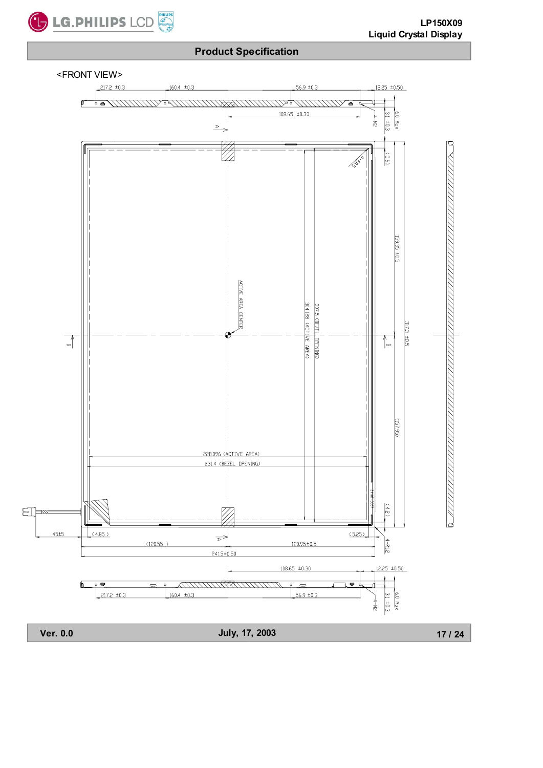<FRONT VIEW>

217.2 ±0.3

160.4 ±0.3

56.9 ±0.3

12.25 ±0.50

108.65 ±0.30

4-M2

3.1 ±0.3

6.0 Max

4-R0.5

(5.6)

159.35 ±0.5

ACTIVE AREA CENTER

304.128 (ACTIVE AREA)

307.5 (BEZEL OPENING)

317.3 ±0.5

(157.95)

228.096 (ACTIVE AREA)

231.4 (BEZEL OPENING)

(4.2)

45±5

(4.85)

(5.25)

4-R1.2

(120.55)

120.95±0.5

241.5±0.50

108.65 ±0.30

12.25 ±0.50

217.2 ±0.3

160.4 ±0.3

56.9 ±0.3

4-M2

3.1 ±0.3

6.0 Max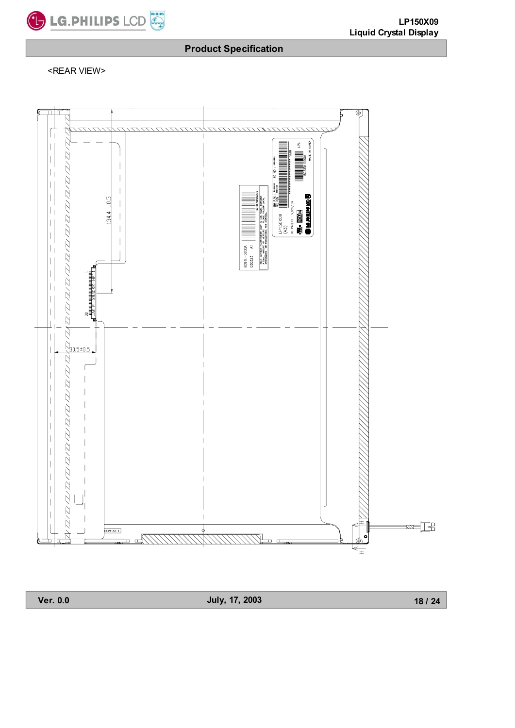<REAR VIEW>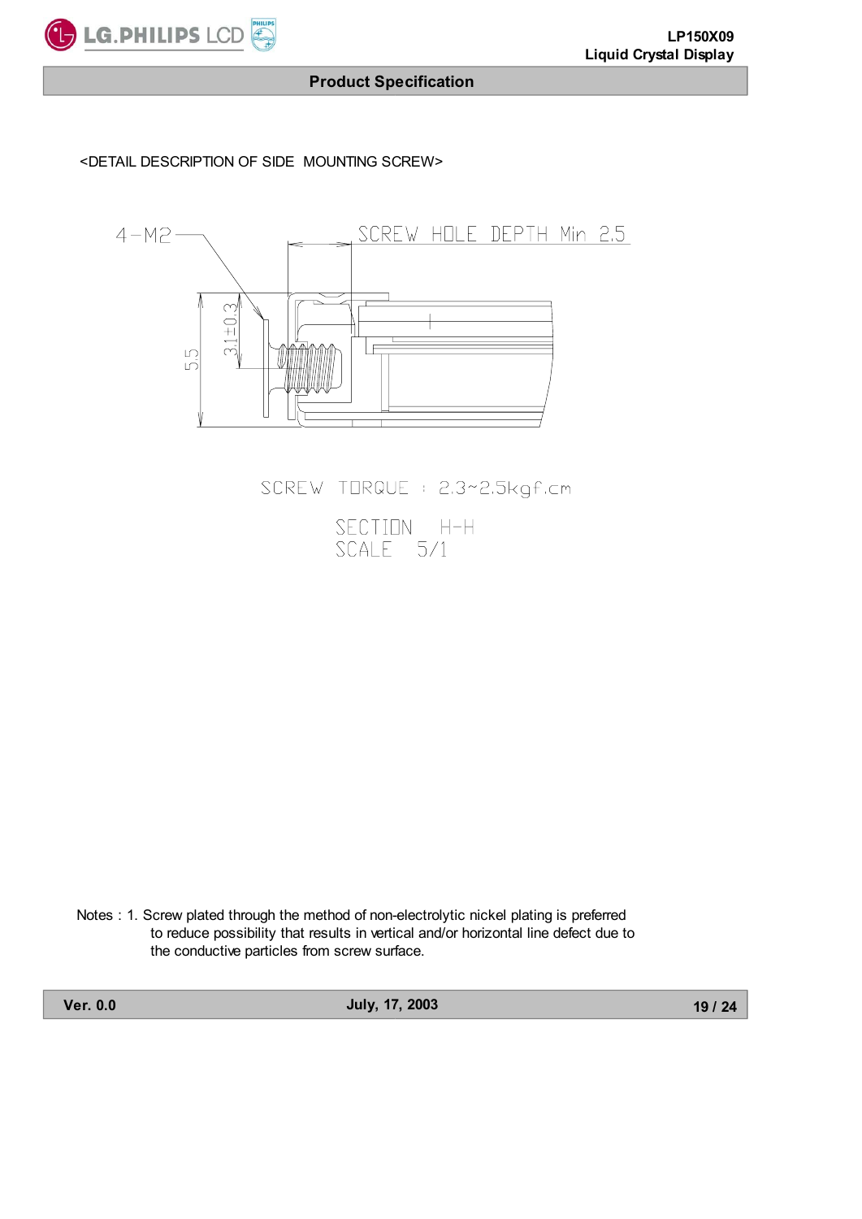<DETAIL DESCRIPTION OF SIDE MOUNTING SCREW>

4-M2

SCREW HOLE DEPTH Min 2.5

3.1±0.3

5.5

SCREW TORQUE : 2.3~2.5kgf.cm

SECTION H-H
SCALE 5/1

Notes : 1. Screw plated through the method of non-electrolytic nickel plating is preferred to reduce possibility that results in vertical and/or horizontal line defect due to the conductive particles from screw surface.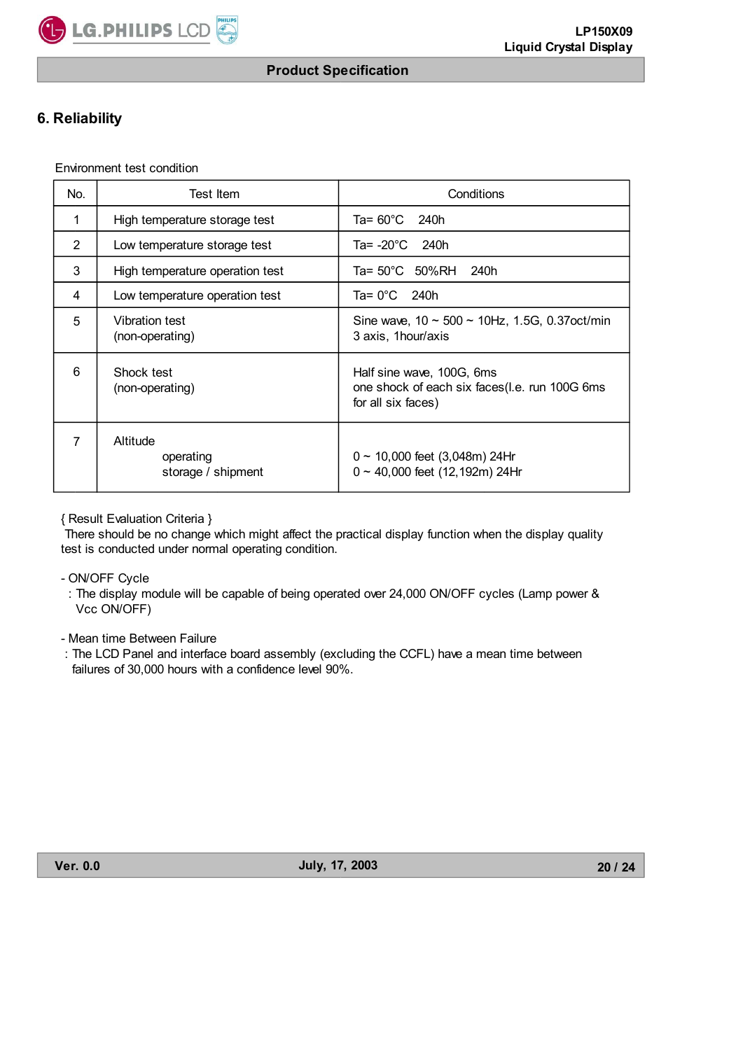# 6. Reliability

Environment test condition

| No. | Test Item | Conditions |
|---|---|---|
| 1 | High temperature storage test | Ta= 60°C 240h |
| 2 | Low temperature storage test | Ta= -20°C 240h |
| 3 | High temperature operation test | Ta= 50°C 50%RH 240h |
| 4 | Low temperature operation test | Ta= 0°C 240h |
| 5 | Vibration test<br>(non-operating) | Sine wave, 10 ~ 500 ~ 10Hz, 1.5G, 0.37oct/min<br>3 axis, 1hour/axis |
| 6 | Shock test<br>(non-operating) | Half sine wave, 100G, 6ms<br>one shock of each six faces(I.e. run 100G 6ms for all six faces) |
| 7 | Altitude<br>operating<br>storage / shipment | <br>0 ~ 10,000 feet (3,048m) 24Hr<br>0 ~ 40,000 feet (12,192m) 24Hr |

{ Result Evaluation Criteria }
There should be no change which might affect the practical display function when the display quality test is conducted under normal operating condition.

- ON/OFF Cycle
  : The display module will be capable of being operated over 24,000 ON/OFF cycles (Lamp power & Vcc ON/OFF)

- Mean time Between Failure
  : The LCD Panel and interface board assembly (excluding the CCFL) have a mean time between failures of 30,000 hours with a confidence level 90%.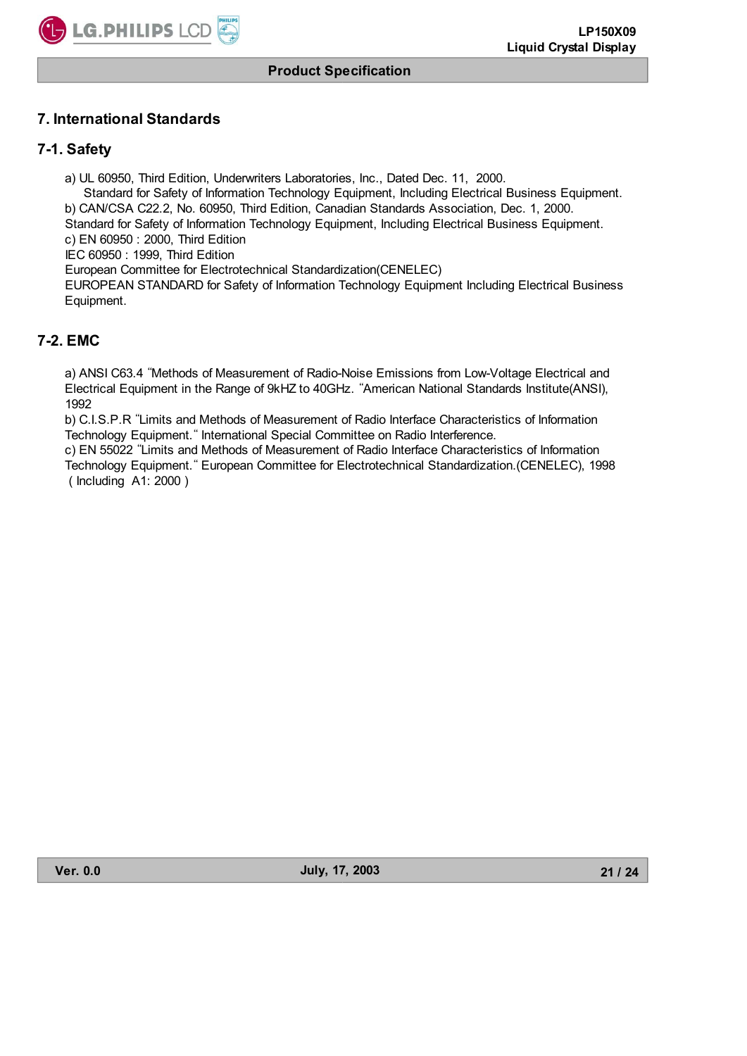## 7. International Standards

### 7-1. Safety

a) UL 60950, Third Edition, Underwriters Laboratories, Inc., Dated Dec. 11, 2000.
Standard for Safety of Information Technology Equipment, Including Electrical Business Equipment.
b) CAN/CSA C22.2, No. 60950, Third Edition, Canadian Standards Association, Dec. 1, 2000.
Standard for Safety of Information Technology Equipment, Including Electrical Business Equipment.
c) EN 60950 : 2000, Third Edition
IEC 60950 : 1999, Third Edition
European Committee for Electrotechnical Standardization(CENELEC)
EUROPEAN STANDARD for Safety of Information Technology Equipment Including Electrical Business Equipment.

### 7-2. EMC

a) ANSI C63.4 "Methods of Measurement of Radio-Noise Emissions from Low-Voltage Electrical and Electrical Equipment in the Range of 9kHZ to 40GHz. "American National Standards Institute(ANSI), 1992
b) C.I.S.P.R "Limits and Methods of Measurement of Radio Interface Characteristics of Information Technology Equipment." International Special Committee on Radio Interference.
c) EN 55022 "Limits and Methods of Measurement of Radio Interface Characteristics of Information Technology Equipment." European Committee for Electrotechnical Standardization.(CENELEC), 1998 ( Including A1: 2000 )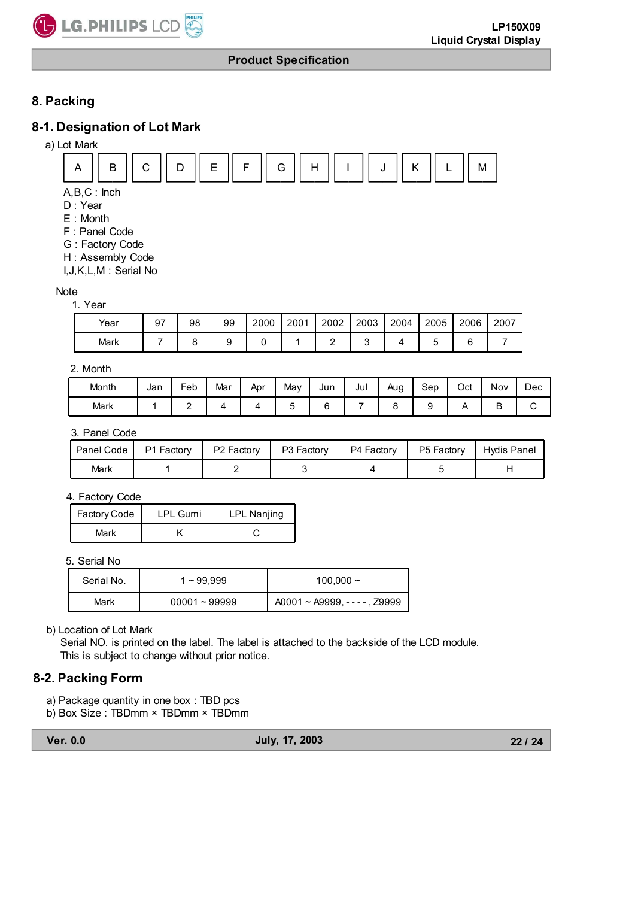## 8. Packing

### 8-1. Designation of Lot Mark

a) Lot Mark

| A | B | C | D | E | F | G | H | I | J | K | L | M |
|---|---|---|---|---|---|---|---|---|---|---|---|---|

A,B,C : Inch
D : Year
E : Month
F : Panel Code
G : Factory Code
H : Assembly Code
I,J,K,L,M : Serial No

Note

1. Year

| Year | 97 | 98 | 99 | 2000 | 2001 | 2002 | 2003 | 2004 | 2005 | 2006 | 2007 |
|---|---|---|---|---|---|---|---|---|---|---|---|
| Mark | 7 | 8 | 9 | 0 | 1 | 2 | 3 | 4 | 5 | 6 | 7 |

2. Month

| Month | Jan | Feb | Mar | Apr | May | Jun | Jul | Aug | Sep | Oct | Nov | Dec |
|---|---|---|---|---|---|---|---|---|---|---|---|---|
| Mark | 1 | 2 | 4 | 4 | 5 | 6 | 7 | 8 | 9 | A | B | C |

3. Panel Code

| Panel Code | P1 Factory | P2 Factory | P3 Factory | P4 Factory | P5 Factory | Hydis Panel |
|---|---|---|---|---|---|---|
| Mark | 1 | 2 | 3 | 4 | 5 | H |

4. Factory Code

| Factory Code | LPL Gumi | LPL Nanjing |
|---|---|---|
| Mark | K | C |

5. Serial No

| Serial No. | 1 ~ 99,999 | 100,000 ~ |
|---|---|---|
| Mark | 00001 ~ 99999 | A0001 ~ A9999, - - - - , Z9999 |

b) Location of Lot Mark
Serial NO. is printed on the label. The label is attached to the backside of the LCD module.
This is subject to change without prior notice.

### 8-2. Packing Form

a) Package quantity in one box : TBD pcs
b) Box Size : TBDmm × TBDmm × TBDmm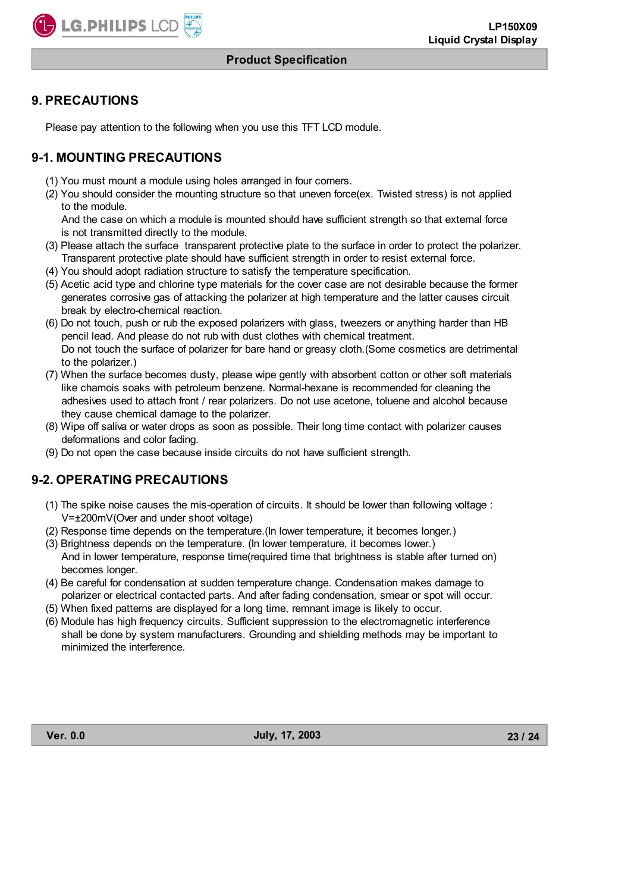# 9. PRECAUTIONS

Please pay attention to the following when you use this TFT LCD module.

## 9-1. MOUNTING PRECAUTIONS

(1) You must mount a module using holes arranged in four corners.
(2) You should consider the mounting structure so that uneven force(ex. Twisted stress) is not applied to the module.
And the case on which a module is mounted should have sufficient strength so that external force is not transmitted directly to the module.
(3) Please attach the surface transparent protective plate to the surface in order to protect the polarizer. Transparent protective plate should have sufficient strength in order to resist external force.
(4) You should adopt radiation structure to satisfy the temperature specification.
(5) Acetic acid type and chlorine type materials for the cover case are not desirable because the former generates corrosive gas of attacking the polarizer at high temperature and the latter causes circuit break by electro-chemical reaction.
(6) Do not touch, push or rub the exposed polarizers with glass, tweezers or anything harder than HB pencil lead. And please do not rub with dust clothes with chemical treatment.
Do not touch the surface of polarizer for bare hand or greasy cloth.(Some cosmetics are detrimental to the polarizer.)
(7) When the surface becomes dusty, please wipe gently with absorbent cotton or other soft materials like chamois soaks with petroleum benzene. Normal-hexane is recommended for cleaning the adhesives used to attach front / rear polarizers. Do not use acetone, toluene and alcohol because they cause chemical damage to the polarizer.
(8) Wipe off saliva or water drops as soon as possible. Their long time contact with polarizer causes deformations and color fading.
(9) Do not open the case because inside circuits do not have sufficient strength.

## 9-2. OPERATING PRECAUTIONS

(1) The spike noise causes the mis-operation of circuits. It should be lower than following voltage :
V=±200mV(Over and under shoot voltage)
(2) Response time depends on the temperature.(In lower temperature, it becomes longer.)
(3) Brightness depends on the temperature. (In lower temperature, it becomes lower.)
And in lower temperature, response time(required time that brightness is stable after turned on) becomes longer.
(4) Be careful for condensation at sudden temperature change. Condensation makes damage to polarizer or electrical contacted parts. And after fading condensation, smear or spot will occur.
(5) When fixed patterns are displayed for a long time, remnant image is likely to occur.
(6) Module has high frequency circuits. Sufficient suppression to the electromagnetic interference shall be done by system manufacturers. Grounding and shielding methods may be important to minimized the interference.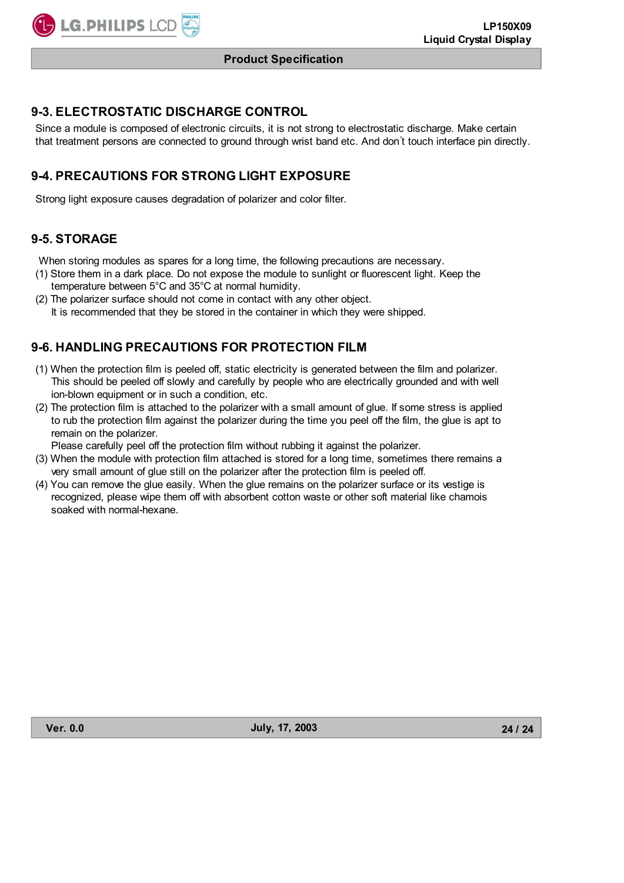## 9-3. ELECTROSTATIC DISCHARGE CONTROL

Since a module is composed of electronic circuits, it is not strong to electrostatic discharge. Make certain that treatment persons are connected to ground through wrist band etc. And don't touch interface pin directly.

## 9-4. PRECAUTIONS FOR STRONG LIGHT EXPOSURE

Strong light exposure causes degradation of polarizer and color filter.

## 9-5. STORAGE

When storing modules as spares for a long time, the following precautions are necessary.

(1) Store them in a dark place. Do not expose the module to sunlight or fluorescent light. Keep the temperature between 5°C and 35°C at normal humidity.

(2) The polarizer surface should not come in contact with any other object.
It is recommended that they be stored in the container in which they were shipped.

## 9-6. HANDLING PRECAUTIONS FOR PROTECTION FILM

(1) When the protection film is peeled off, static electricity is generated between the film and polarizer. This should be peeled off slowly and carefully by people who are electrically grounded and with well ion-blown equipment or in such a condition, etc.

(2) The protection film is attached to the polarizer with a small amount of glue. If some stress is applied to rub the protection film against the polarizer during the time you peel off the film, the glue is apt to remain on the polarizer.
Please carefully peel off the protection film without rubbing it against the polarizer.

(3) When the module with protection film attached is stored for a long time, sometimes there remains a very small amount of glue still on the polarizer after the protection film is peeled off.

(4) You can remove the glue easily. When the glue remains on the polarizer surface or its vestige is recognized, please wipe them off with absorbent cotton waste or other soft material like chamois soaked with normal-hexane.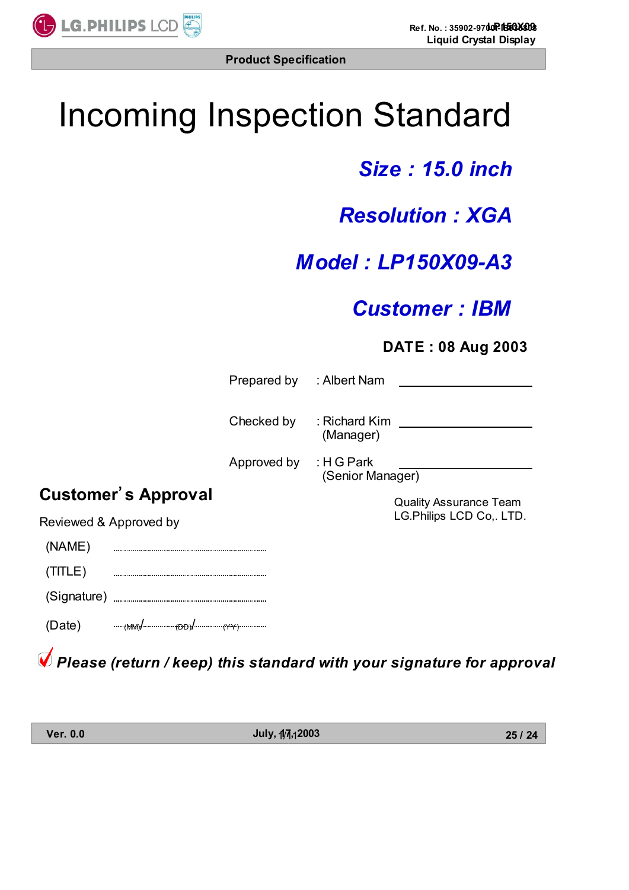# Incoming Inspection Standard

***Size : 15.0 inch***

***Resolution : XGA***

***Model : LP150X09-A3***

***Customer : IBM***

**DATE : 08 Aug 2003**

| | | |
|---|---|---|
| Prepared by | : Albert Nam | |
| Checked by | : Richard Kim (Manager) | |
| Approved by | : H G Park (Senior Manager) | |

Quality Assurance Team
LG.Philips LCD Co,. LTD.

## Customer's Approval

Reviewed & Approved by

(NAME) ............................................

(TITLE) ............................................

(Signature) ............................................

(Date) ......(MM)/..........(DD)/..........(YY)..........

***Please (return / keep) this standard with your signature for approval***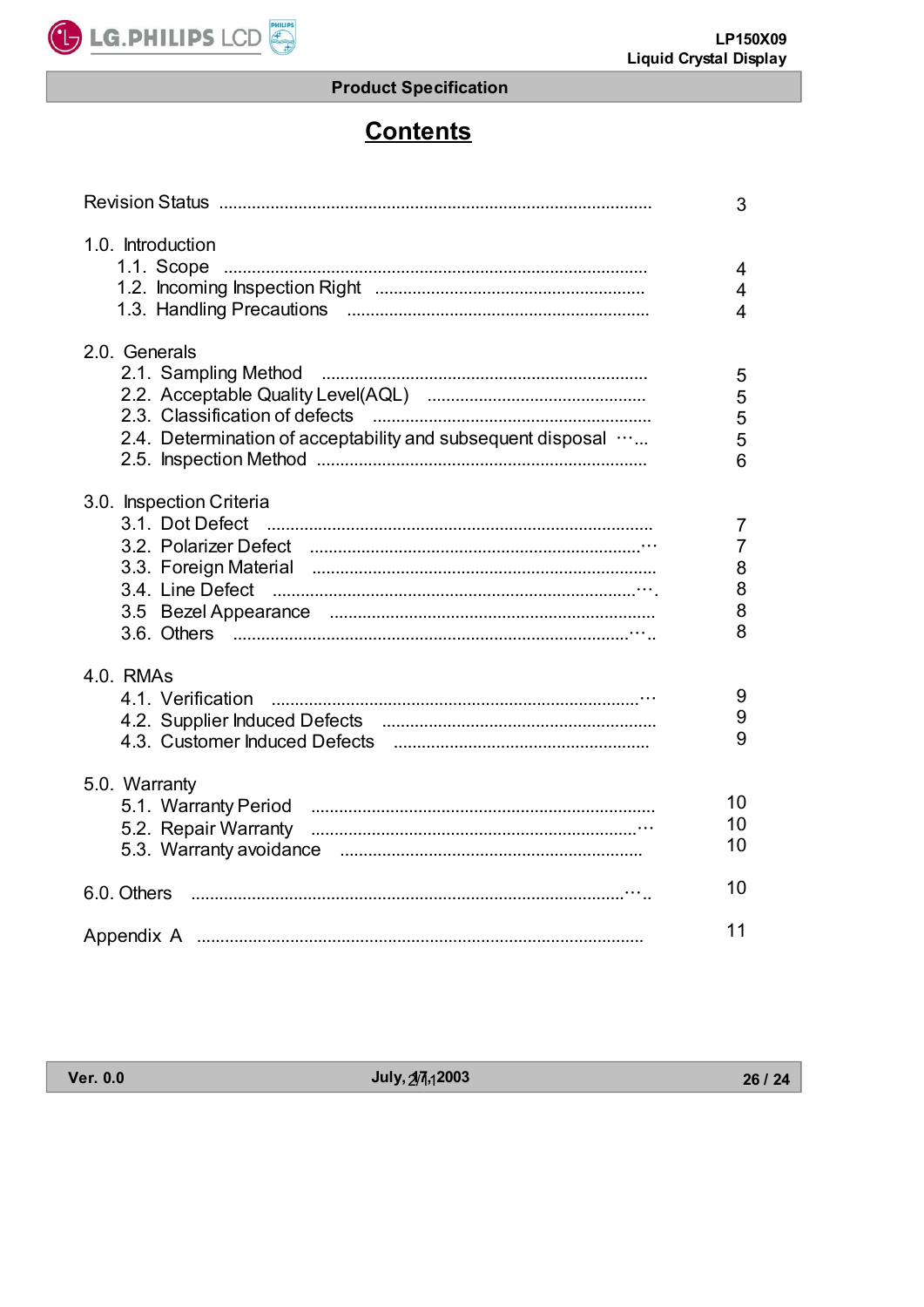# Contents

| | |
|---|---|
| Revision Status | 3 |
| 1.0. Introduction | |
| 1.1. Scope | 4 |
| 1.2. Incoming Inspection Right | 4 |
| 1.3. Handling Precautions | 4 |
| 2.0. Generals | |
| 2.1. Sampling Method | 5 |
| 2.2. Acceptable Quality Level(AQL) | 5 |
| 2.3. Classification of defects | 5 |
| 2.4. Determination of acceptability and subsequent disposal | 5 |
| 2.5. Inspection Method | 6 |
| 3.0. Inspection Criteria | |
| 3.1. Dot Defect | 7 |
| 3.2. Polarizer Defect | 7 |
| 3.3. Foreign Material | 8 |
| 3.4. Line Defect | 8 |
| 3.5 Bezel Appearance | 8 |
| 3.6. Others | 8 |
| 4.0. RMAs | |
| 4.1. Verification | 9 |
| 4.2. Supplier Induced Defects | 9 |
| 4.3. Customer Induced Defects | 9 |
| 5.0. Warranty | |
| 5.1. Warranty Period | 10 |
| 5.2. Repair Warranty | 10 |
| 5.3. Warranty avoidance | 10 |
| 6.0. Others | 10 |
| Appendix A | 11 |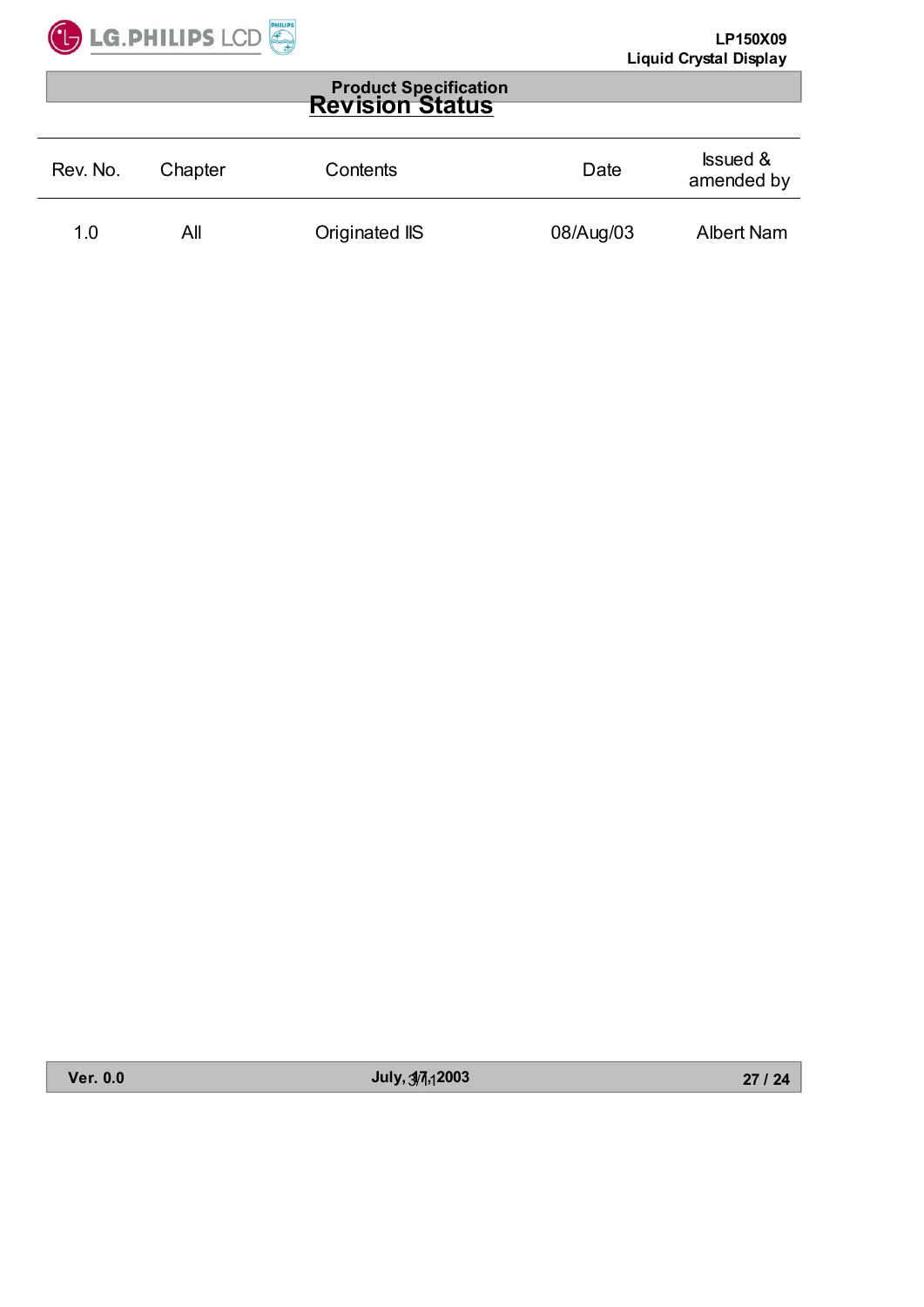# Revision Status

| Rev. No. | Chapter | Contents | Date | Issued & amended by |
|---|---|---|---|---|
| 1.0 | All | Originated IIS | 08/Aug/03 | Albert Nam |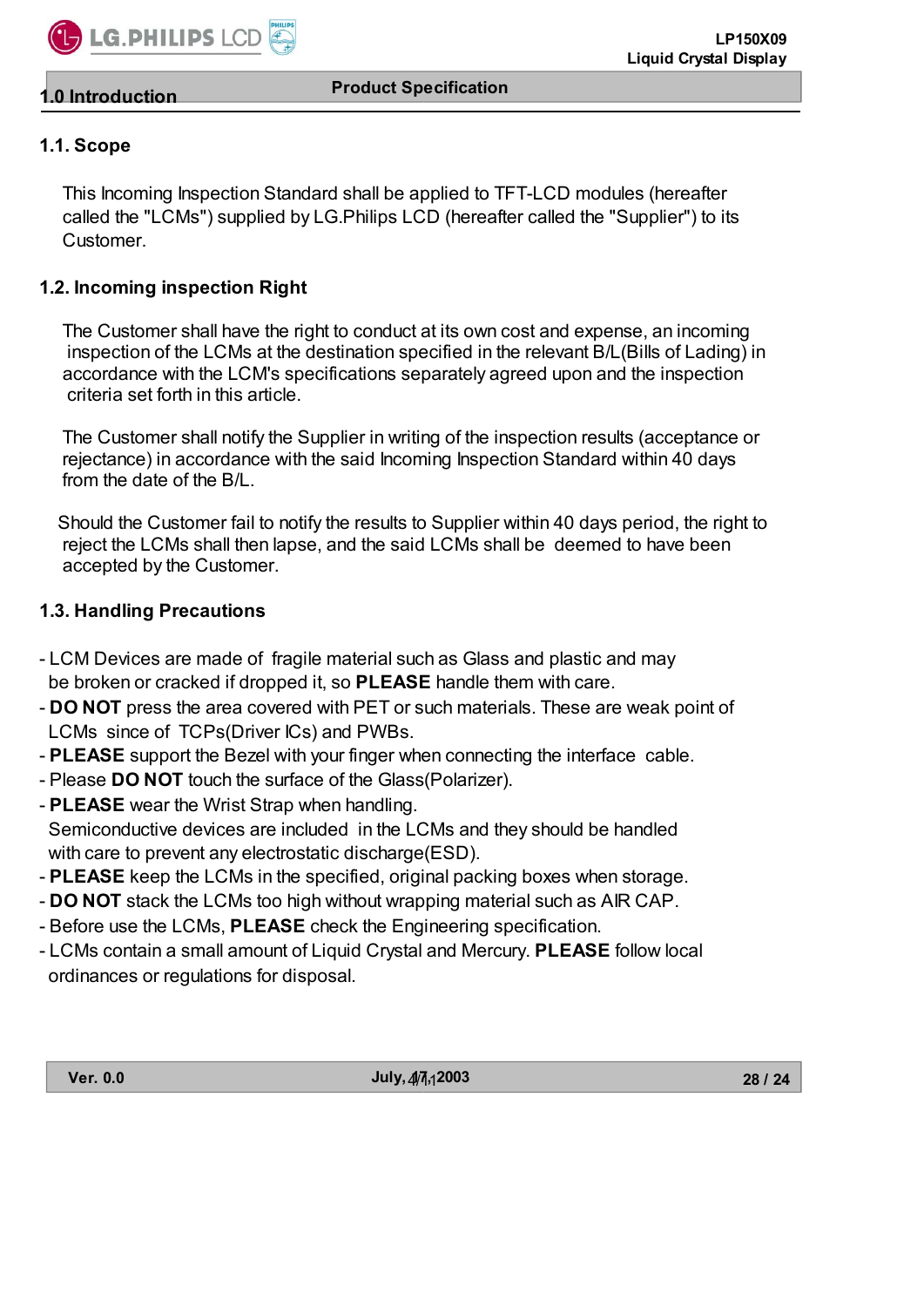## 1.0 Introduction

### 1.1. Scope

This Incoming Inspection Standard shall be applied to TFT-LCD modules (hereafter called the "LCMs") supplied by LG.Philips LCD (hereafter called the "Supplier") to its Customer.

### 1.2. Incoming inspection Right

The Customer shall have the right to conduct at its own cost and expense, an incoming inspection of the LCMs at the destination specified in the relevant B/L(Bills of Lading) in accordance with the LCM's specifications separately agreed upon and the inspection criteria set forth in this article.

The Customer shall notify the Supplier in writing of the inspection results (acceptance or rejectance) in accordance with the said Incoming Inspection Standard within 40 days from the date of the B/L.

Should the Customer fail to notify the results to Supplier within 40 days period, the right to reject the LCMs shall then lapse, and the said LCMs shall be deemed to have been accepted by the Customer.

### 1.3. Handling Precautions

- LCM Devices are made of fragile material such as Glass and plastic and may be broken or cracked if dropped it, so **PLEASE** handle them with care.
- **DO NOT** press the area covered with PET or such materials. These are weak point of LCMs since of TCPs(Driver ICs) and PWBs.
- **PLEASE** support the Bezel with your finger when connecting the interface cable.
- Please **DO NOT** touch the surface of the Glass(Polarizer).
- **PLEASE** wear the Wrist Strap when handling. Semiconductive devices are included in the LCMs and they should be handled with care to prevent any electrostatic discharge(ESD).
- **PLEASE** keep the LCMs in the specified, original packing boxes when storage.
- **DO NOT** stack the LCMs too high without wrapping material such as AIR CAP.
- Before use the LCMs, **PLEASE** check the Engineering specification.
- LCMs contain a small amount of Liquid Crystal and Mercury. **PLEASE** follow local ordinances or regulations for disposal.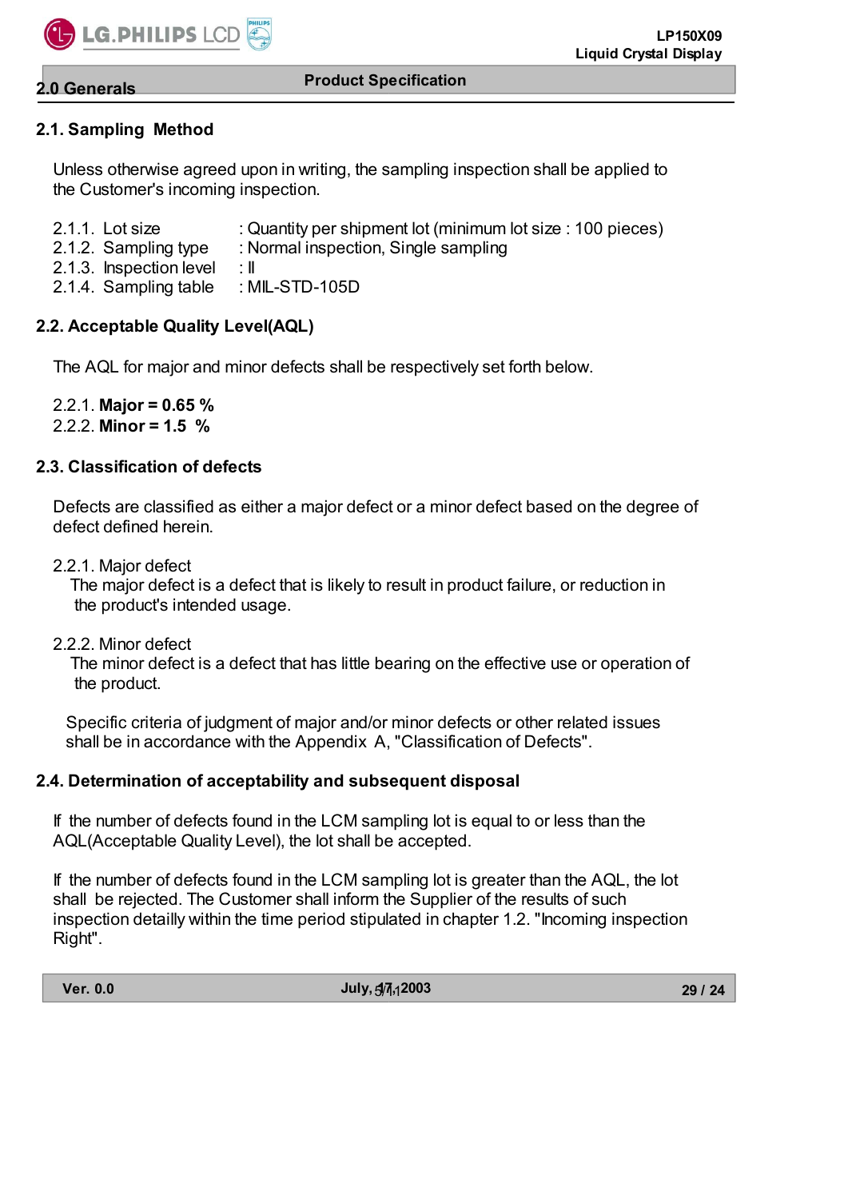## 2.0 Generals

### 2.1. Sampling Method

Unless otherwise agreed upon in writing, the sampling inspection shall be applied to the Customer's incoming inspection.

2.1.1. Lot size : Quantity per shipment lot (minimum lot size : 100 pieces)
2.1.2. Sampling type : Normal inspection, Single sampling
2.1.3. Inspection level : II
2.1.4. Sampling table : MIL-STD-105D

### 2.2. Acceptable Quality Level(AQL)

The AQL for major and minor defects shall be respectively set forth below.

2.2.1. **Major = 0.65 %**
2.2.2. **Minor = 1.5 %**

### 2.3. Classification of defects

Defects are classified as either a major defect or a minor defect based on the degree of defect defined herein.

2.2.1. Major defect
The major defect is a defect that is likely to result in product failure, or reduction in the product's intended usage.

2.2.2. Minor defect
The minor defect is a defect that has little bearing on the effective use or operation of the product.

Specific criteria of judgment of major and/or minor defects or other related issues shall be in accordance with the Appendix A, "Classification of Defects".

### 2.4. Determination of acceptability and subsequent disposal

If the number of defects found in the LCM sampling lot is equal to or less than the AQL(Acceptable Quality Level), the lot shall be accepted.

If the number of defects found in the LCM sampling lot is greater than the AQL, the lot shall be rejected. The Customer shall inform the Supplier of the results of such inspection detailly within the time period stipulated in chapter 1.2. "Incoming inspection Right".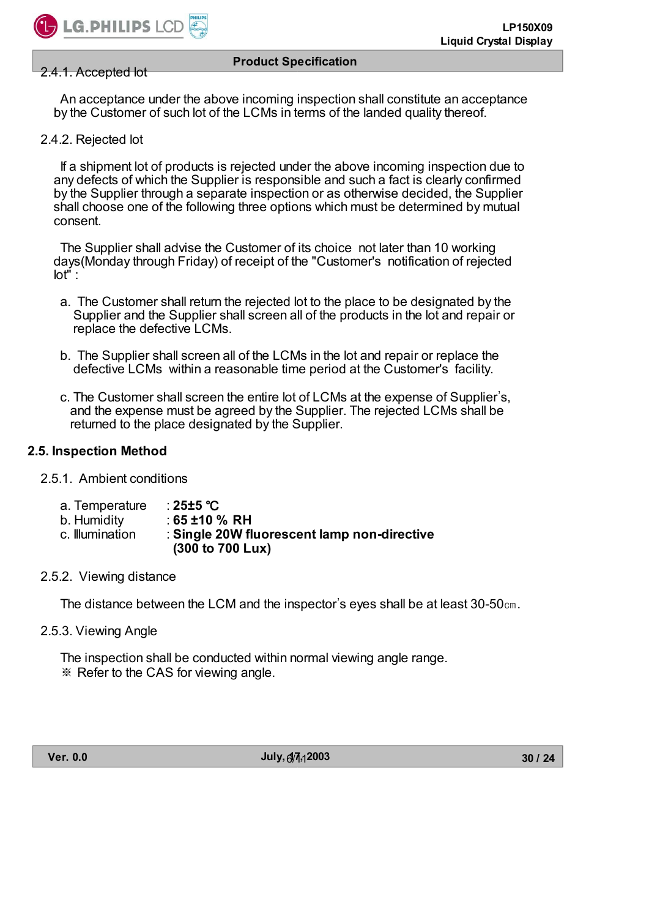2.4.1. Accepted lot

An acceptance under the above incoming inspection shall constitute an acceptance by the Customer of such lot of the LCMs in terms of the landed quality thereof.

2.4.2. Rejected lot

If a shipment lot of products is rejected under the above incoming inspection due to any defects of which the Supplier is responsible and such a fact is clearly confirmed by the Supplier through a separate inspection or as otherwise decided, the Supplier shall choose one of the following three options which must be determined by mutual consent.

The Supplier shall advise the Customer of its choice not later than 10 working days(Monday through Friday) of receipt of the "Customer's notification of rejected lot" :

a. The Customer shall return the rejected lot to the place to be designated by the Supplier and the Supplier shall screen all of the products in the lot and repair or replace the defective LCMs.

b. The Supplier shall screen all of the LCMs in the lot and repair or replace the defective LCMs within a reasonable time period at the Customer's facility.

c. The Customer shall screen the entire lot of LCMs at the expense of Supplier's, and the expense must be agreed by the Supplier. The rejected LCMs shall be returned to the place designated by the Supplier.

## 2.5. Inspection Method

2.5.1. Ambient conditions

a. Temperature : **25±5 ℃**
b. Humidity : **65 ±10 % RH**
c. Illumination : **Single 20W fluorescent lamp non-directive (300 to 700 Lux)**

2.5.2. Viewing distance

The distance between the LCM and the inspector's eyes shall be at least 30-50㎝.

2.5.3. Viewing Angle

The inspection shall be conducted within normal viewing angle range.
※ Refer to the CAS for viewing angle.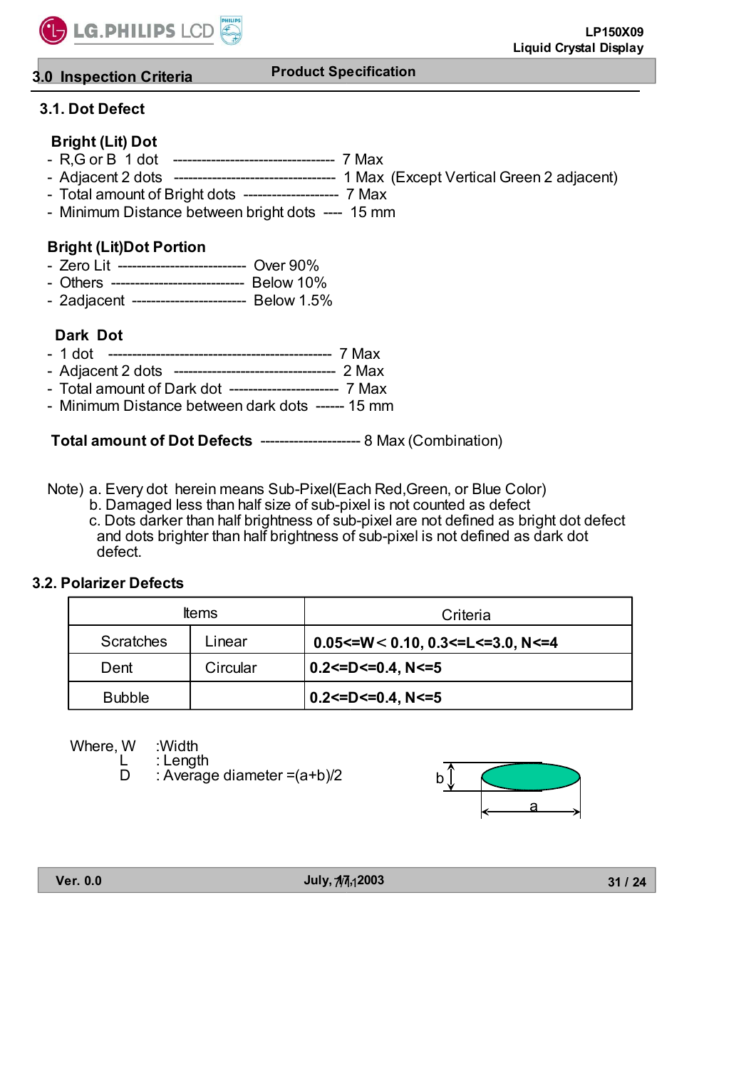## 3.0 Inspection Criteria

### 3.1. Dot Defect

**Bright (Lit) Dot**

- R,G or B 1 dot ---------------------------------- 7 Max
- Adjacent 2 dots ---------------------------------- 1 Max (Except Vertical Green 2 adjacent)
- Total amount of Bright dots ------------------- 7 Max
- Minimum Distance between bright dots ---- 15 mm

**Bright (Lit)Dot Portion**

- Zero Lit -------------------------- Over 90%
- Others --------------------------- Below 10%
- 2adjacent ----------------------- Below 1.5%

**Dark Dot**

- 1 dot ---------------------------------------------- 7 Max
- Adjacent 2 dots ---------------------------------- 2 Max
- Total amount of Dark dot ---------------------- 7 Max
- Minimum Distance between dark dots ------ 15 mm

**Total amount of Dot Defects** -------------------- 8 Max (Combination)

Note) a. Every dot herein means Sub-Pixel(Each Red,Green, or Blue Color)
b. Damaged less than half size of sub-pixel is not counted as defect
c. Dots darker than half brightness of sub-pixel are not defined as bright dot defect and dots brighter than half brightness of sub-pixel is not defined as dark dot defect.

### 3.2. Polarizer Defects

| Items | | Criteria |
|---|---|---|
| Scratches | Linear | **0.05<=W< 0.10, 0.3<=L<=3.0, N<=4** |
| Dent | Circular | **0.2<=D<=0.4, N<=5** |
| Bubble | | **0.2<=D<=0.4, N<=5** |

Where, W :Width
L : Length
D : Average diameter =(a+b)/2

b
a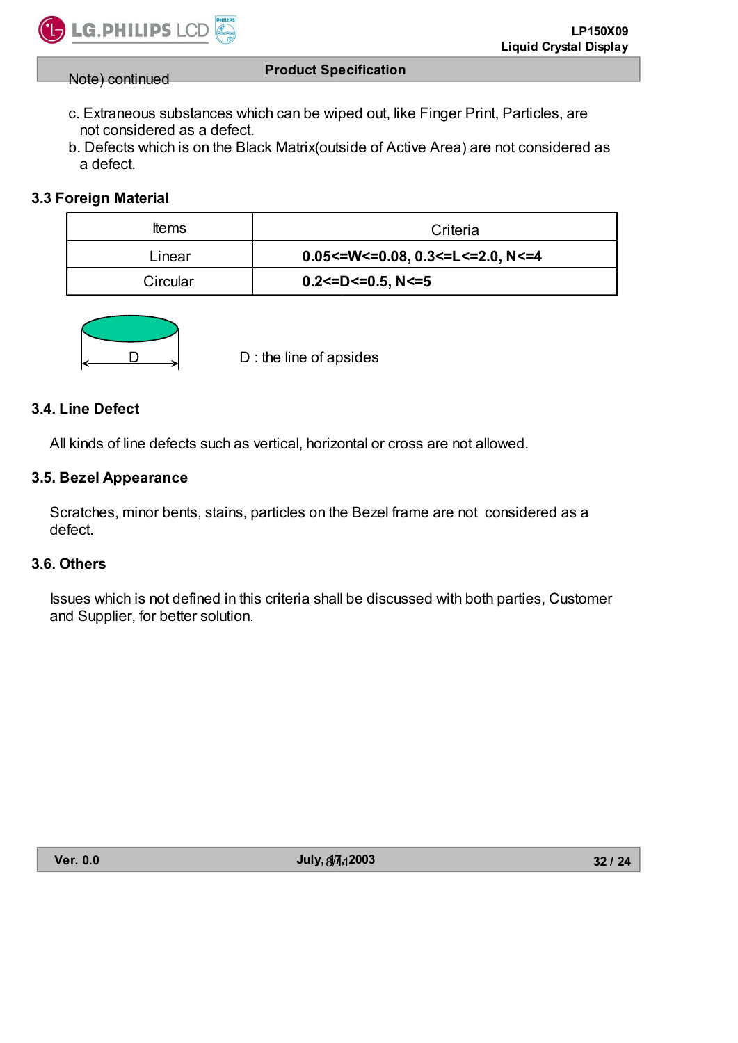Note) continued

c. Extraneous substances which can be wiped out, like Finger Print, Particles, are not considered as a defect.
b. Defects which is on the Black Matrix(outside of Active Area) are not considered as a defect.

### 3.3 Foreign Material

| Items | Criteria |
|---|---|
| Linear | **0.05<=W<=0.08, 0.3<=L<=2.0, N<=4** |
| Circular | **0.2<=D<=0.5, N<=5** |

D : the line of apsides

### 3.4. Line Defect

All kinds of line defects such as vertical, horizontal or cross are not allowed.

### 3.5. Bezel Appearance

Scratches, minor bents, stains, particles on the Bezel frame are not considered as a defect.

### 3.6. Others

Issues which is not defined in this criteria shall be discussed with both parties, Customer and Supplier, for better solution.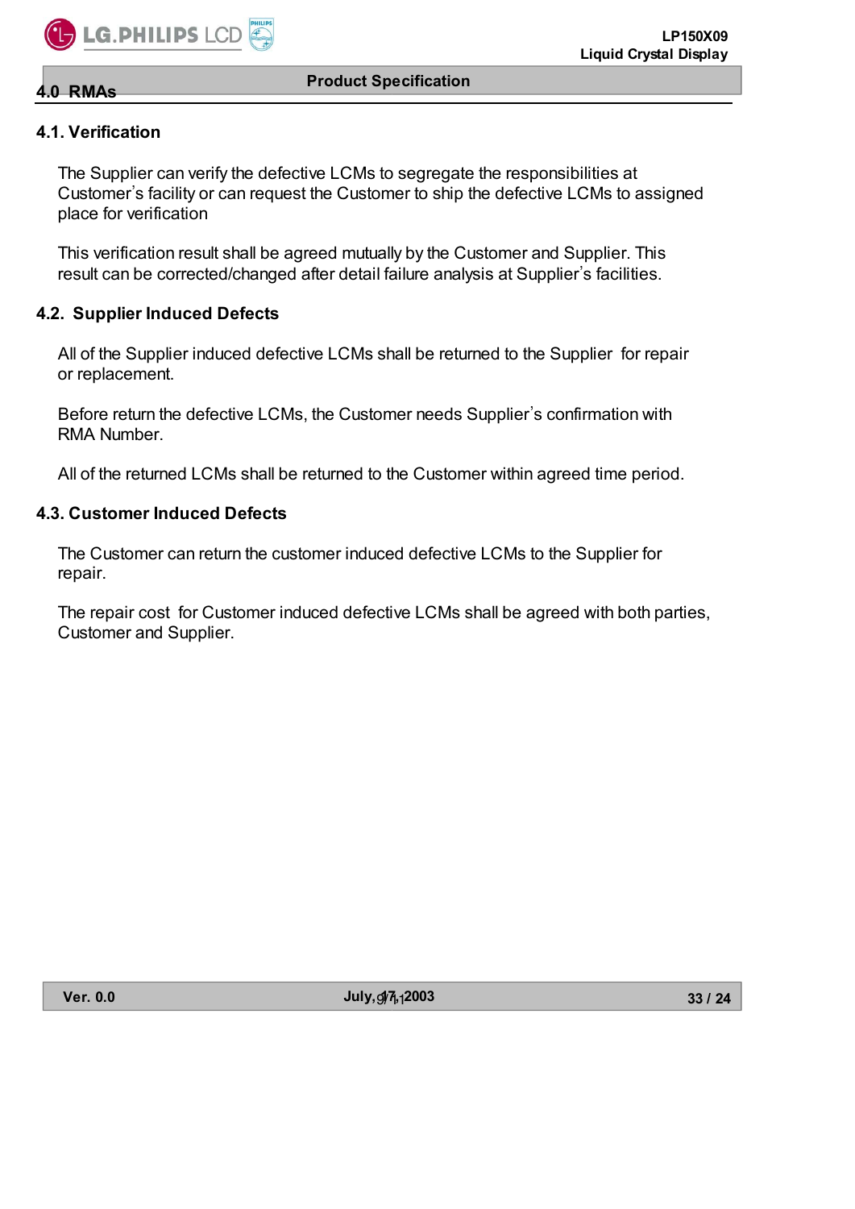## 4.0 RMAs

### 4.1. Verification

The Supplier can verify the defective LCMs to segregate the responsibilities at Customer's facility or can request the Customer to ship the defective LCMs to assigned place for verification

This verification result shall be agreed mutually by the Customer and Supplier. This result can be corrected/changed after detail failure analysis at Supplier's facilities.

### 4.2. Supplier Induced Defects

All of the Supplier induced defective LCMs shall be returned to the Supplier for repair or replacement.

Before return the defective LCMs, the Customer needs Supplier's confirmation with RMA Number.

All of the returned LCMs shall be returned to the Customer within agreed time period.

### 4.3. Customer Induced Defects

The Customer can return the customer induced defective LCMs to the Supplier for repair.

The repair cost for Customer induced defective LCMs shall be agreed with both parties, Customer and Supplier.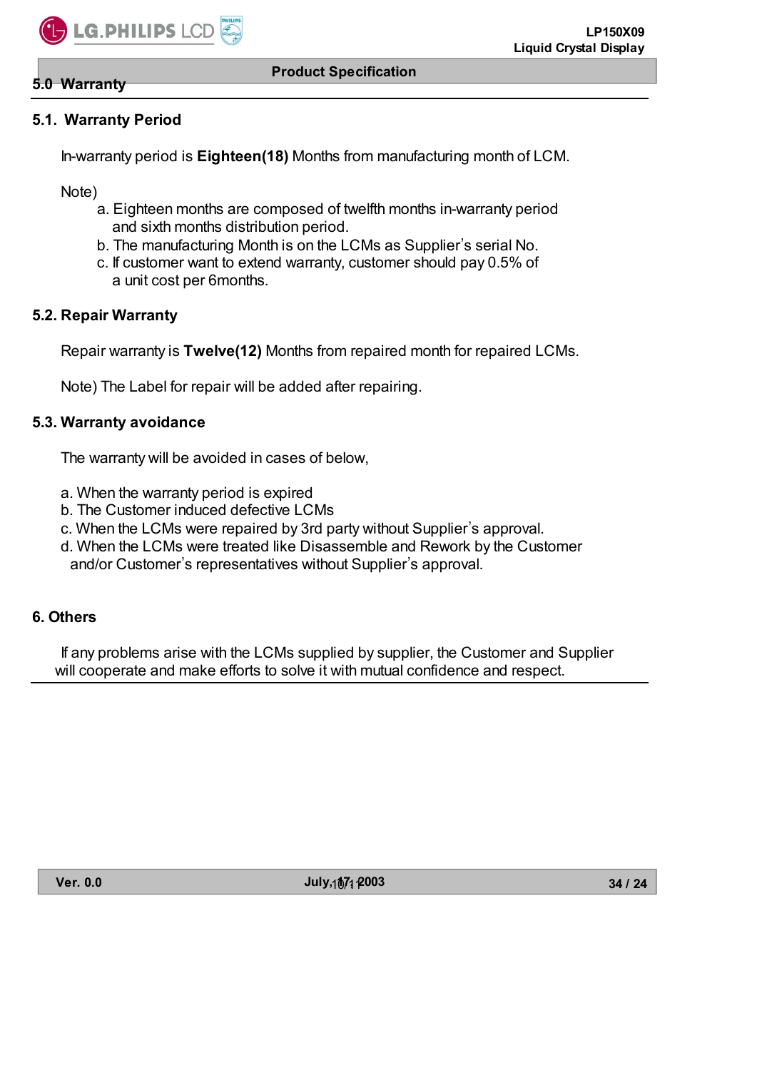## 5.0 Warranty

### 5.1. Warranty Period

In-warranty period is **Eighteen(18)** Months from manufacturing month of LCM.

Note)

a. Eighteen months are composed of twelfth months in-warranty period and sixth months distribution period.
b. The manufacturing Month is on the LCMs as Supplier's serial No.
c. If customer want to extend warranty, customer should pay 0.5% of a unit cost per 6months.

### 5.2. Repair Warranty

Repair warranty is **Twelve(12)** Months from repaired month for repaired LCMs.

Note) The Label for repair will be added after repairing.

### 5.3. Warranty avoidance

The warranty will be avoided in cases of below,

a. When the warranty period is expired
b. The Customer induced defective LCMs
c. When the LCMs were repaired by 3rd party without Supplier's approval.
d. When the LCMs were treated like Disassemble and Rework by the Customer and/or Customer's representatives without Supplier's approval.

## 6. Others

If any problems arise with the LCMs supplied by supplier, the Customer and Supplier will cooperate and make efforts to solve it with mutual confidence and respect.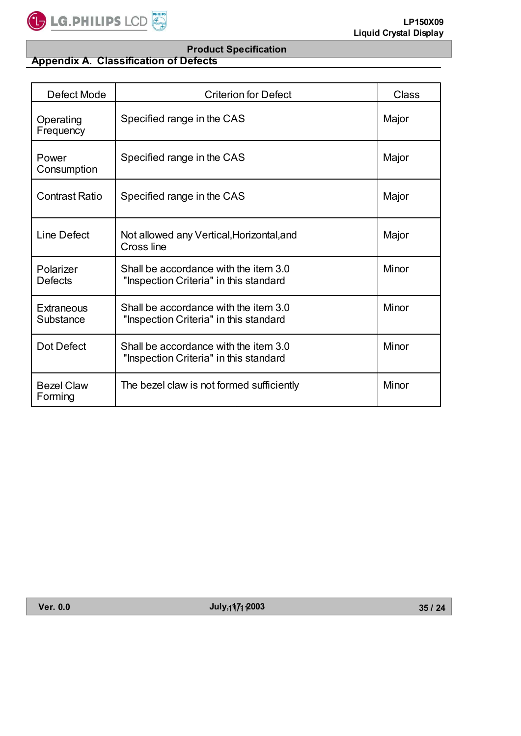## Appendix A. Classification of Defects

| Defect Mode | Criterion for Defect | Class |
|---|---|---|
| Operating Frequency | Specified range in the CAS | Major |
| Power Consumption | Specified range in the CAS | Major |
| Contrast Ratio | Specified range in the CAS | Major |
| Line Defect | Not allowed any Vertical,Horizontal,and Cross line | Major |
| Polarizer Defects | Shall be accordance with the item 3.0 "Inspection Criteria" in this standard | Minor |
| Extraneous Substance | Shall be accordance with the item 3.0 "Inspection Criteria" in this standard | Minor |
| Dot Defect | Shall be accordance with the item 3.0 "Inspection Criteria" in this standard | Minor |
| Bezel Claw Forming | The bezel claw is not formed sufficiently | Minor |